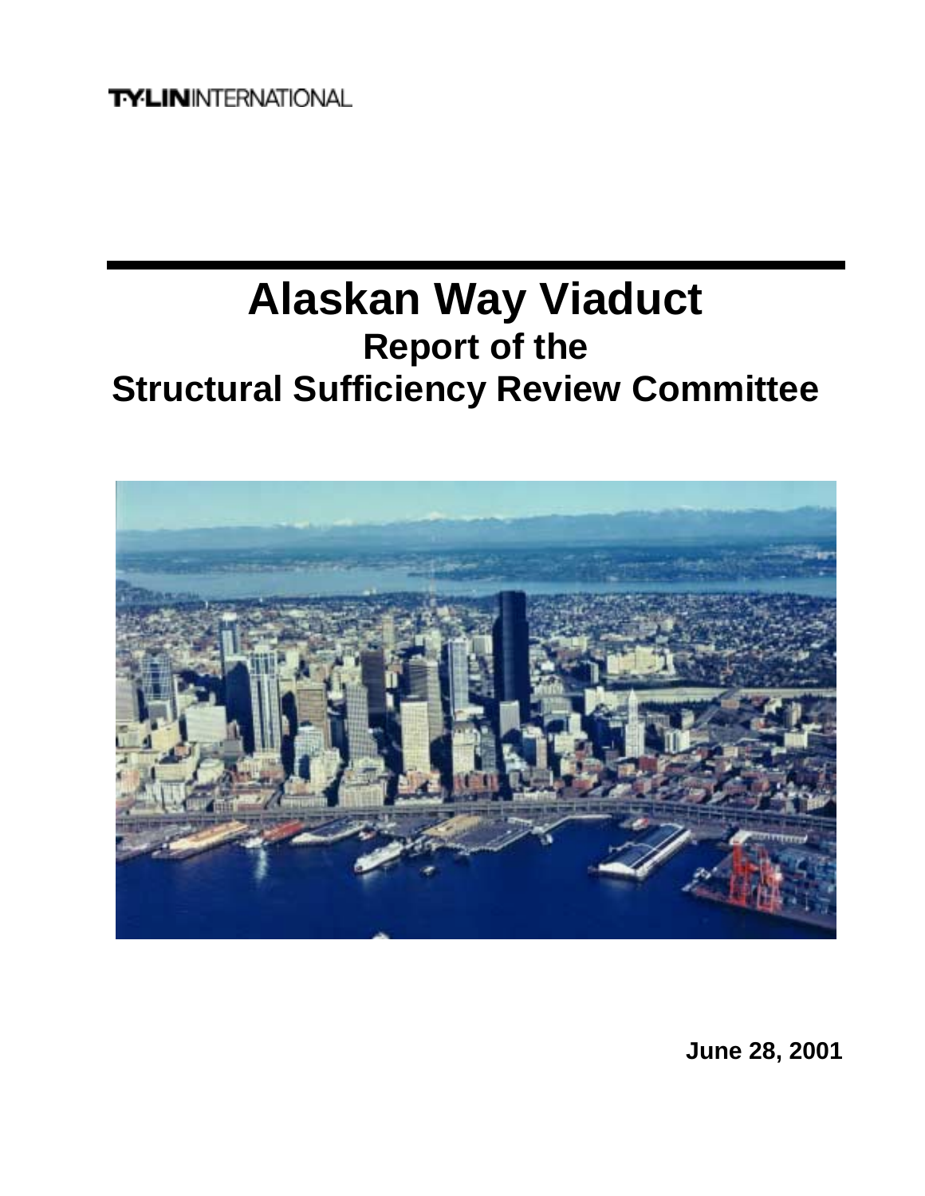T·Y·LIN INTERNATIONAL

# Alaskan Way Viaduct

## Report of the Structural Sufficiency Review Committee

**June 28, 2001**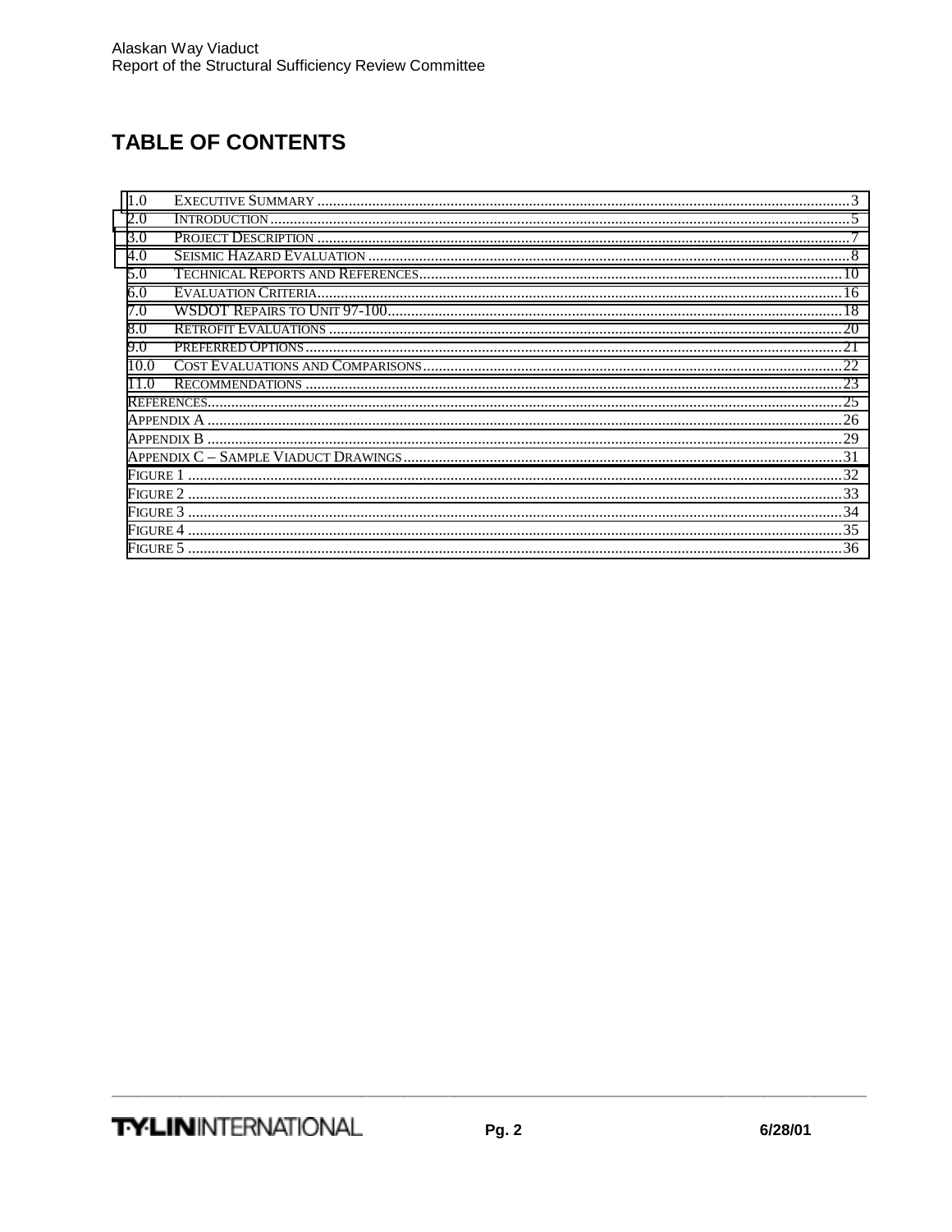# TABLE OF CONTENTS

| | | |
|---|---|---|
| 1.0 | EXECUTIVE SUMMARY | 3 |
| 2.0 | INTRODUCTION | 5 |
| 3.0 | PROJECT DESCRIPTION | 7 |
| 4.0 | SEISMIC HAZARD EVALUATION | 8 |
| 5.0 | TECHNICAL REPORTS AND REFERENCES | 10 |
| 6.0 | EVALUATION CRITERIA | 16 |
| 7.0 | WSDOT REPAIRS TO UNIT 97-100 | 18 |
| 8.0 | RETROFIT EVALUATIONS | 20 |
| 9.0 | PREFERRED OPTIONS | 21 |
| 10.0 | COST EVALUATIONS AND COMPARISONS | 22 |
| 11.0 | RECOMMENDATIONS | 23 |
| REFERENCES | | 25 |
| APPENDIX A | | 26 |
| APPENDIX B | | 29 |
| APPENDIX C – SAMPLE VIADUCT DRAWINGS | | 31 |
| FIGURE 1 | | 32 |
| FIGURE 2 | | 33 |
| FIGURE 3 | | 34 |
| FIGURE 4 | | 35 |
| FIGURE 5 | | 36 |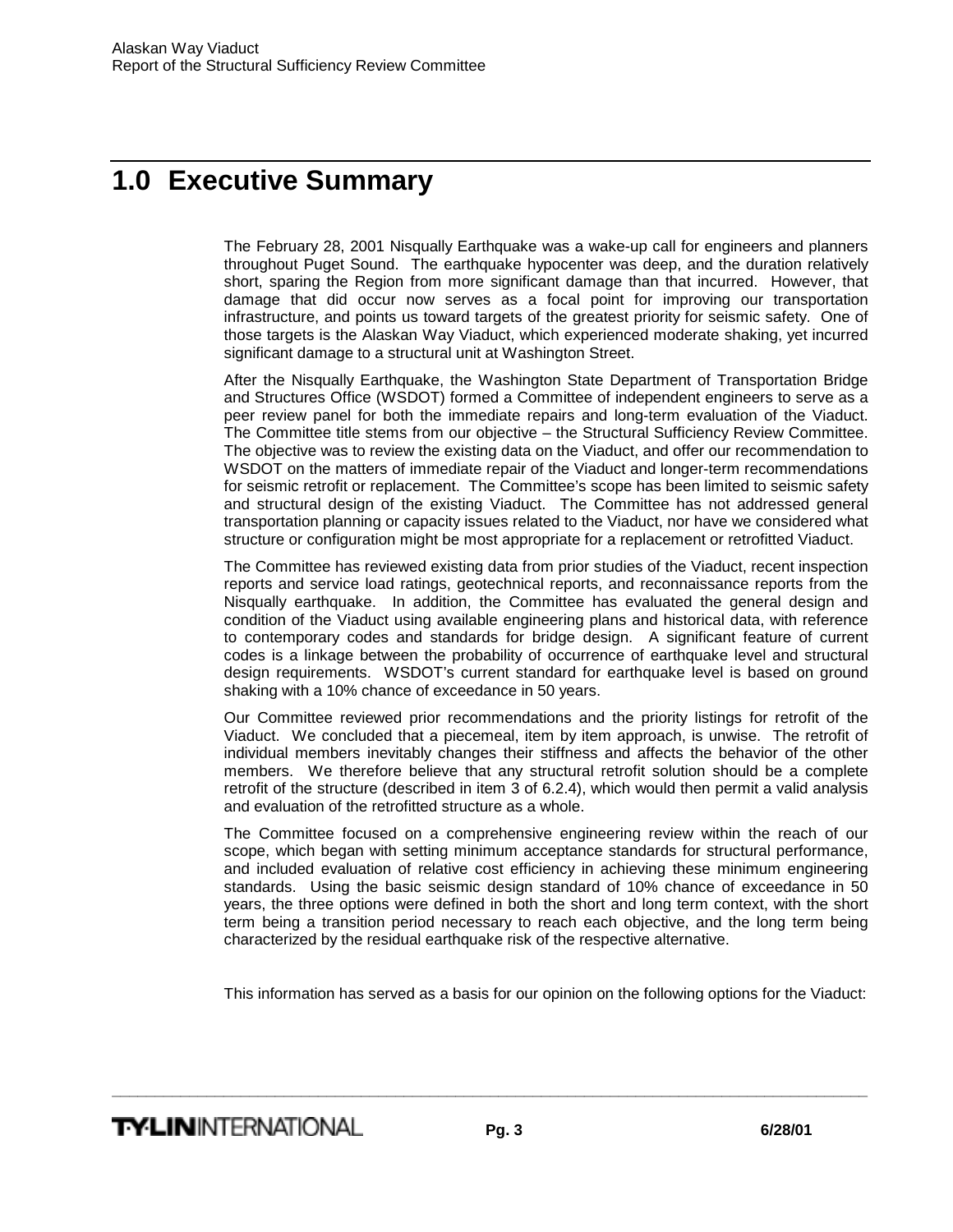# 1.0 Executive Summary

The February 28, 2001 Nisqually Earthquake was a wake-up call for engineers and planners throughout Puget Sound. The earthquake hypocenter was deep, and the duration relatively short, sparing the Region from more significant damage than that incurred. However, that damage that did occur now serves as a focal point for improving our transportation infrastructure, and points us toward targets of the greatest priority for seismic safety. One of those targets is the Alaskan Way Viaduct, which experienced moderate shaking, yet incurred significant damage to a structural unit at Washington Street.

After the Nisqually Earthquake, the Washington State Department of Transportation Bridge and Structures Office (WSDOT) formed a Committee of independent engineers to serve as a peer review panel for both the immediate repairs and long-term evaluation of the Viaduct. The Committee title stems from our objective – the Structural Sufficiency Review Committee. The objective was to review the existing data on the Viaduct, and offer our recommendation to WSDOT on the matters of immediate repair of the Viaduct and longer-term recommendations for seismic retrofit or replacement. The Committee's scope has been limited to seismic safety and structural design of the existing Viaduct. The Committee has not addressed general transportation planning or capacity issues related to the Viaduct, nor have we considered what structure or configuration might be most appropriate for a replacement or retrofitted Viaduct.

The Committee has reviewed existing data from prior studies of the Viaduct, recent inspection reports and service load ratings, geotechnical reports, and reconnaissance reports from the Nisqually earthquake. In addition, the Committee has evaluated the general design and condition of the Viaduct using available engineering plans and historical data, with reference to contemporary codes and standards for bridge design. A significant feature of current codes is a linkage between the probability of occurrence of earthquake level and structural design requirements. WSDOT's current standard for earthquake level is based on ground shaking with a 10% chance of exceedance in 50 years.

Our Committee reviewed prior recommendations and the priority listings for retrofit of the Viaduct. We concluded that a piecemeal, item by item approach, is unwise. The retrofit of individual members inevitably changes their stiffness and affects the behavior of the other members. We therefore believe that any structural retrofit solution should be a complete retrofit of the structure (described in item 3 of 6.2.4), which would then permit a valid analysis and evaluation of the retrofitted structure as a whole.

The Committee focused on a comprehensive engineering review within the reach of our scope, which began with setting minimum acceptance standards for structural performance, and included evaluation of relative cost efficiency in achieving these minimum engineering standards. Using the basic seismic design standard of 10% chance of exceedance in 50 years, the three options were defined in both the short and long term context, with the short term being a transition period necessary to reach each objective, and the long term being characterized by the residual earthquake risk of the respective alternative.

This information has served as a basis for our opinion on the following options for the Viaduct: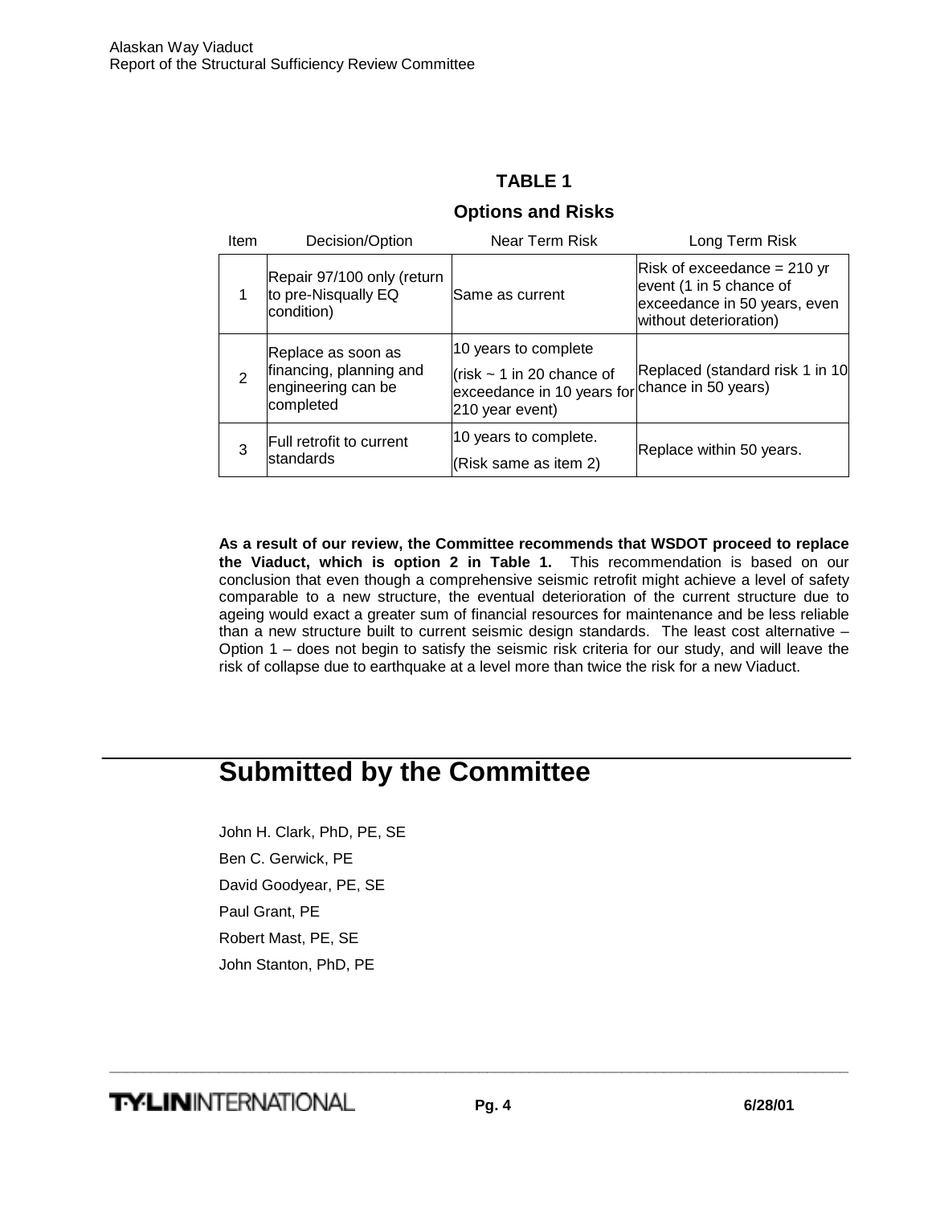**TABLE 1**

**Options and Risks**

| Item | Decision/Option | Near Term Risk | Long Term Risk |
|---|---|---|---|
| 1 | Repair 97/100 only (return to pre-Nisqually EQ condition) | Same as current | Risk of exceedance = 210 yr event (1 in 5 chance of exceedance in 50 years, even without deterioration) |
| 2 | Replace as soon as financing, planning and engineering can be completed | 10 years to complete (risk ~ 1 in 20 chance of exceedance in 10 years for 210 year event) | Replaced (standard risk 1 in 10 chance in 50 years) |
| 3 | Full retrofit to current standards | 10 years to complete. (Risk same as item 2) | Replace within 50 years. |

**As a result of our review, the Committee recommends that WSDOT proceed to replace the Viaduct, which is option 2 in Table 1.** This recommendation is based on our conclusion that even though a comprehensive seismic retrofit might achieve a level of safety comparable to a new structure, the eventual deterioration of the current structure due to ageing would exact a greater sum of financial resources for maintenance and be less reliable than a new structure built to current seismic design standards. The least cost alternative – Option 1 – does not begin to satisfy the seismic risk criteria for our study, and will leave the risk of collapse due to earthquake at a level more than twice the risk for a new Viaduct.

# Submitted by the Committee

John H. Clark, PhD, PE, SE

Ben C. Gerwick, PE

David Goodyear, PE, SE

Paul Grant, PE

Robert Mast, PE, SE

John Stanton, PhD, PE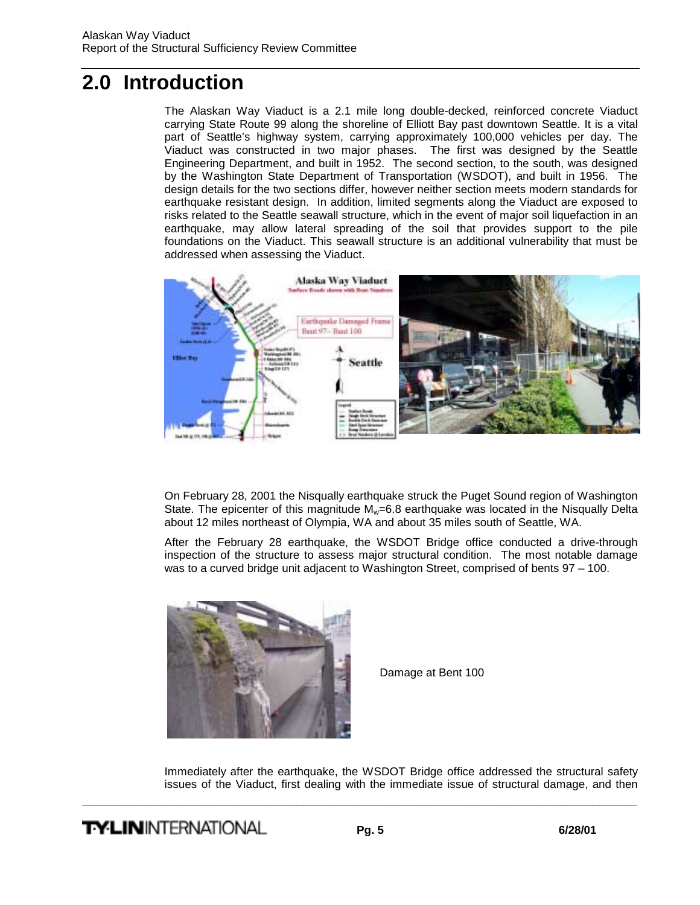# 2.0 Introduction

The Alaskan Way Viaduct is a 2.1 mile long double-decked, reinforced concrete Viaduct carrying State Route 99 along the shoreline of Elliott Bay past downtown Seattle. It is a vital part of Seattle's highway system, carrying approximately 100,000 vehicles per day. The Viaduct was constructed in two major phases. The first was designed by the Seattle Engineering Department, and built in 1952. The second section, to the south, was designed by the Washington State Department of Transportation (WSDOT), and built in 1956. The design details for the two sections differ, however neither section meets modern standards for earthquake resistant design. In addition, limited segments along the Viaduct are exposed to risks related to the Seattle seawall structure, which in the event of major soil liquefaction in an earthquake, may allow lateral spreading of the soil that provides support to the pile foundations on the Viaduct. This seawall structure is an additional vulnerability that must be addressed when assessing the Viaduct.

On February 28, 2001 the Nisqually earthquake struck the Puget Sound region of Washington State. The epicenter of this magnitude $M_w$=6.8 earthquake was located in the Nisqually Delta about 12 miles northeast of Olympia, WA and about 35 miles south of Seattle, WA.

After the February 28 earthquake, the WSDOT Bridge office conducted a drive-through inspection of the structure to assess major structural condition. The most notable damage was to a curved bridge unit adjacent to Washington Street, comprised of bents 97 – 100.

Damage at Bent 100

Immediately after the earthquake, the WSDOT Bridge office addressed the structural safety issues of the Viaduct, first dealing with the immediate issue of structural damage, and then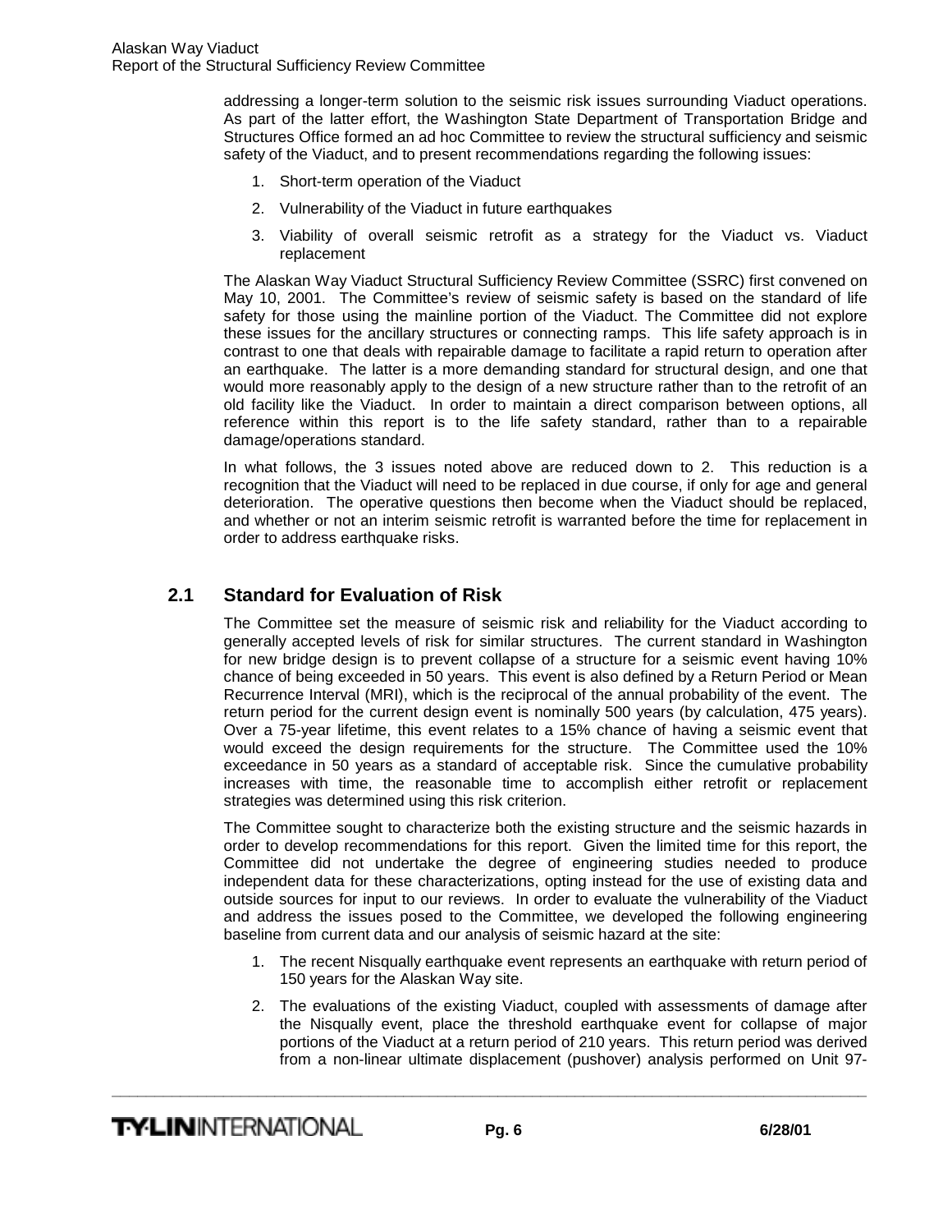addressing a longer-term solution to the seismic risk issues surrounding Viaduct operations. As part of the latter effort, the Washington State Department of Transportation Bridge and Structures Office formed an ad hoc Committee to review the structural sufficiency and seismic safety of the Viaduct, and to present recommendations regarding the following issues:

1. Short-term operation of the Viaduct
2. Vulnerability of the Viaduct in future earthquakes
3. Viability of overall seismic retrofit as a strategy for the Viaduct vs. Viaduct replacement

The Alaskan Way Viaduct Structural Sufficiency Review Committee (SSRC) first convened on May 10, 2001. The Committee's review of seismic safety is based on the standard of life safety for those using the mainline portion of the Viaduct. The Committee did not explore these issues for the ancillary structures or connecting ramps. This life safety approach is in contrast to one that deals with repairable damage to facilitate a rapid return to operation after an earthquake. The latter is a more demanding standard for structural design, and one that would more reasonably apply to the design of a new structure rather than to the retrofit of an old facility like the Viaduct. In order to maintain a direct comparison between options, all reference within this report is to the life safety standard, rather than to a repairable damage/operations standard.

In what follows, the 3 issues noted above are reduced down to 2. This reduction is a recognition that the Viaduct will need to be replaced in due course, if only for age and general deterioration. The operative questions then become when the Viaduct should be replaced, and whether or not an interim seismic retrofit is warranted before the time for replacement in order to address earthquake risks.

## 2.1 Standard for Evaluation of Risk

The Committee set the measure of seismic risk and reliability for the Viaduct according to generally accepted levels of risk for similar structures. The current standard in Washington for new bridge design is to prevent collapse of a structure for a seismic event having 10% chance of being exceeded in 50 years. This event is also defined by a Return Period or Mean Recurrence Interval (MRI), which is the reciprocal of the annual probability of the event. The return period for the current design event is nominally 500 years (by calculation, 475 years). Over a 75-year lifetime, this event relates to a 15% chance of having a seismic event that would exceed the design requirements for the structure. The Committee used the 10% exceedance in 50 years as a standard of acceptable risk. Since the cumulative probability increases with time, the reasonable time to accomplish either retrofit or replacement strategies was determined using this risk criterion.

The Committee sought to characterize both the existing structure and the seismic hazards in order to develop recommendations for this report. Given the limited time for this report, the Committee did not undertake the degree of engineering studies needed to produce independent data for these characterizations, opting instead for the use of existing data and outside sources for input to our reviews. In order to evaluate the vulnerability of the Viaduct and address the issues posed to the Committee, we developed the following engineering baseline from current data and our analysis of seismic hazard at the site:

1. The recent Nisqually earthquake event represents an earthquake with return period of 150 years for the Alaskan Way site.
2. The evaluations of the existing Viaduct, coupled with assessments of damage after the Nisqually event, place the threshold earthquake event for collapse of major portions of the Viaduct at a return period of 210 years. This return period was derived from a non-linear ultimate displacement (pushover) analysis performed on Unit 97-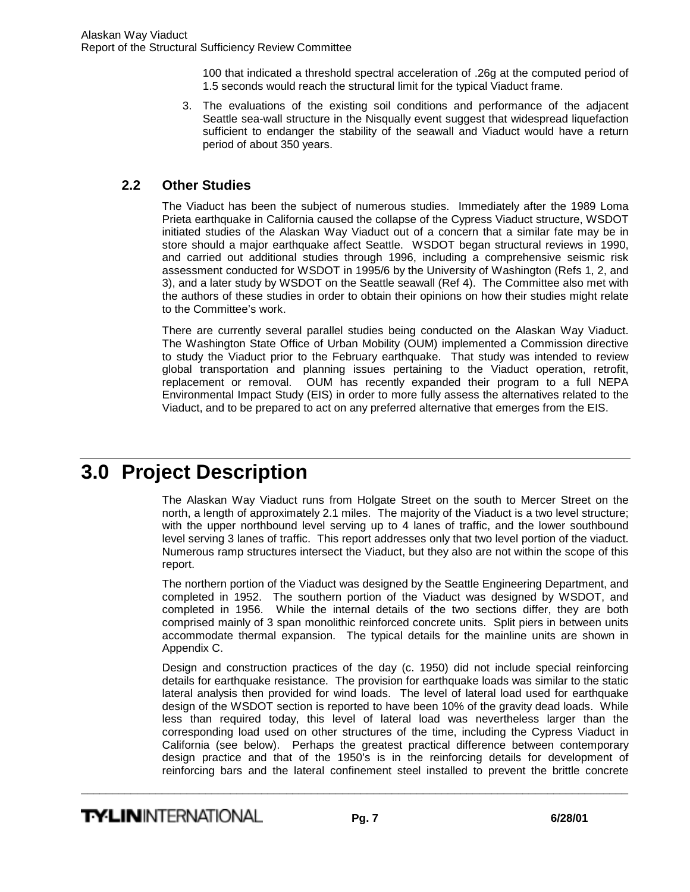100 that indicated a threshold spectral acceleration of .26g at the computed period of 1.5 seconds would reach the structural limit for the typical Viaduct frame.

3. The evaluations of the existing soil conditions and performance of the adjacent Seattle sea-wall structure in the Nisqually event suggest that widespread liquefaction sufficient to endanger the stability of the seawall and Viaduct would have a return period of about 350 years.

## 2.2 Other Studies

The Viaduct has been the subject of numerous studies. Immediately after the 1989 Loma Prieta earthquake in California caused the collapse of the Cypress Viaduct structure, WSDOT initiated studies of the Alaskan Way Viaduct out of a concern that a similar fate may be in store should a major earthquake affect Seattle. WSDOT began structural reviews in 1990, and carried out additional studies through 1996, including a comprehensive seismic risk assessment conducted for WSDOT in 1995/6 by the University of Washington (Refs 1, 2, and 3), and a later study by WSDOT on the Seattle seawall (Ref 4). The Committee also met with the authors of these studies in order to obtain their opinions on how their studies might relate to the Committee's work.

There are currently several parallel studies being conducted on the Alaskan Way Viaduct. The Washington State Office of Urban Mobility (OUM) implemented a Commission directive to study the Viaduct prior to the February earthquake. That study was intended to review global transportation and planning issues pertaining to the Viaduct operation, retrofit, replacement or removal. OUM has recently expanded their program to a full NEPA Environmental Impact Study (EIS) in order to more fully assess the alternatives related to the Viaduct, and to be prepared to act on any preferred alternative that emerges from the EIS.

# 3.0 Project Description

The Alaskan Way Viaduct runs from Holgate Street on the south to Mercer Street on the north, a length of approximately 2.1 miles. The majority of the Viaduct is a two level structure; with the upper northbound level serving up to 4 lanes of traffic, and the lower southbound level serving 3 lanes of traffic. This report addresses only that two level portion of the viaduct. Numerous ramp structures intersect the Viaduct, but they also are not within the scope of this report.

The northern portion of the Viaduct was designed by the Seattle Engineering Department, and completed in 1952. The southern portion of the Viaduct was designed by WSDOT, and completed in 1956. While the internal details of the two sections differ, they are both comprised mainly of 3 span monolithic reinforced concrete units. Split piers in between units accommodate thermal expansion. The typical details for the mainline units are shown in Appendix C.

Design and construction practices of the day (c. 1950) did not include special reinforcing details for earthquake resistance. The provision for earthquake loads was similar to the static lateral analysis then provided for wind loads. The level of lateral load used for earthquake design of the WSDOT section is reported to have been 10% of the gravity dead loads. While less than required today, this level of lateral load was nevertheless larger than the corresponding load used on other structures of the time, including the Cypress Viaduct in California (see below). Perhaps the greatest practical difference between contemporary design practice and that of the 1950's is in the reinforcing details for development of reinforcing bars and the lateral confinement steel installed to prevent the brittle concrete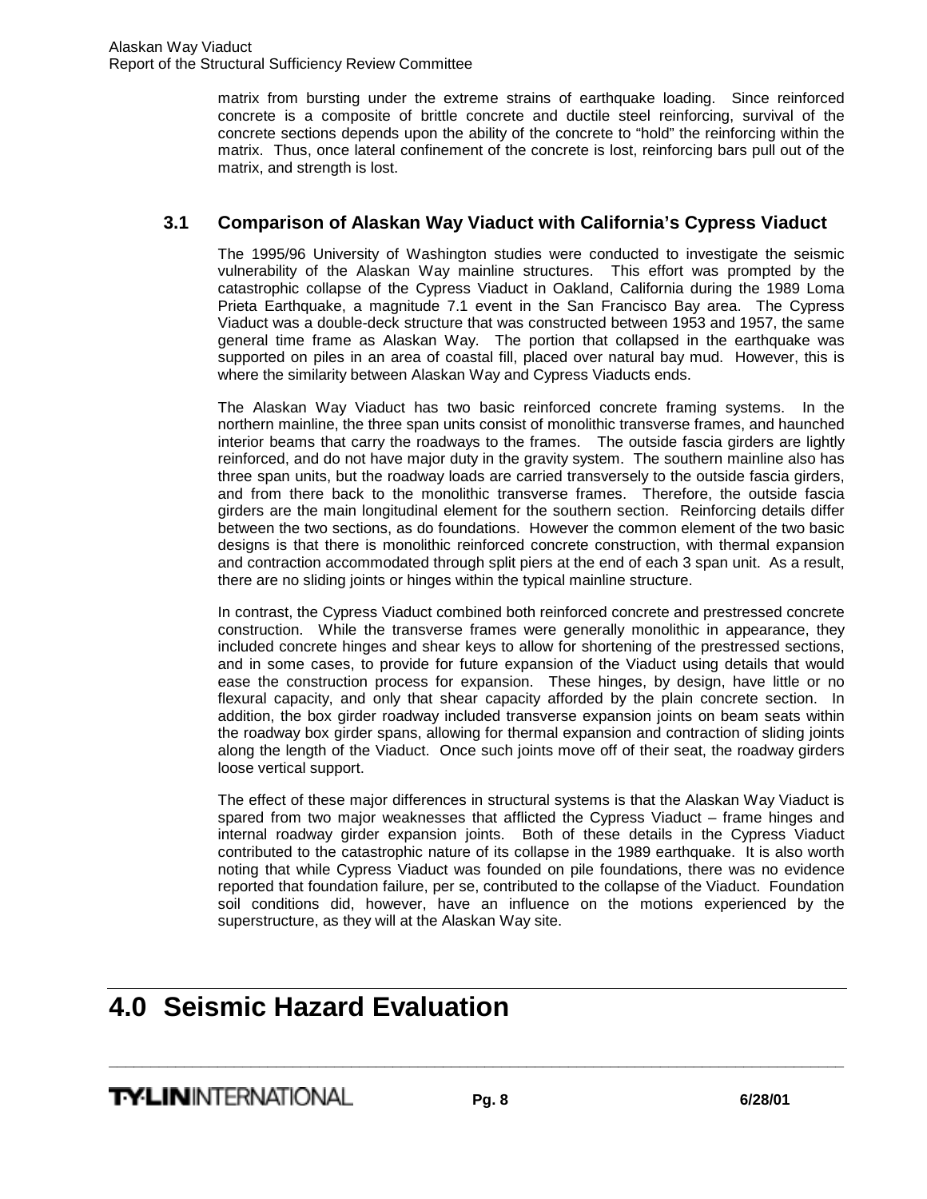matrix from bursting under the extreme strains of earthquake loading. Since reinforced concrete is a composite of brittle concrete and ductile steel reinforcing, survival of the concrete sections depends upon the ability of the concrete to "hold" the reinforcing within the matrix. Thus, once lateral confinement of the concrete is lost, reinforcing bars pull out of the matrix, and strength is lost.

## 3.1 Comparison of Alaskan Way Viaduct with California's Cypress Viaduct

The 1995/96 University of Washington studies were conducted to investigate the seismic vulnerability of the Alaskan Way mainline structures. This effort was prompted by the catastrophic collapse of the Cypress Viaduct in Oakland, California during the 1989 Loma Prieta Earthquake, a magnitude 7.1 event in the San Francisco Bay area. The Cypress Viaduct was a double-deck structure that was constructed between 1953 and 1957, the same general time frame as Alaskan Way. The portion that collapsed in the earthquake was supported on piles in an area of coastal fill, placed over natural bay mud. However, this is where the similarity between Alaskan Way and Cypress Viaducts ends.

The Alaskan Way Viaduct has two basic reinforced concrete framing systems. In the northern mainline, the three span units consist of monolithic transverse frames, and haunched interior beams that carry the roadways to the frames. The outside fascia girders are lightly reinforced, and do not have major duty in the gravity system. The southern mainline also has three span units, but the roadway loads are carried transversely to the outside fascia girders, and from there back to the monolithic transverse frames. Therefore, the outside fascia girders are the main longitudinal element for the southern section. Reinforcing details differ between the two sections, as do foundations. However the common element of the two basic designs is that there is monolithic reinforced concrete construction, with thermal expansion and contraction accommodated through split piers at the end of each 3 span unit. As a result, there are no sliding joints or hinges within the typical mainline structure.

In contrast, the Cypress Viaduct combined both reinforced concrete and prestressed concrete construction. While the transverse frames were generally monolithic in appearance, they included concrete hinges and shear keys to allow for shortening of the prestressed sections, and in some cases, to provide for future expansion of the Viaduct using details that would ease the construction process for expansion. These hinges, by design, have little or no flexural capacity, and only that shear capacity afforded by the plain concrete section. In addition, the box girder roadway included transverse expansion joints on beam seats within the roadway box girder spans, allowing for thermal expansion and contraction of sliding joints along the length of the Viaduct. Once such joints move off of their seat, the roadway girders loose vertical support.

The effect of these major differences in structural systems is that the Alaskan Way Viaduct is spared from two major weaknesses that afflicted the Cypress Viaduct – frame hinges and internal roadway girder expansion joints. Both of these details in the Cypress Viaduct contributed to the catastrophic nature of its collapse in the 1989 earthquake. It is also worth noting that while Cypress Viaduct was founded on pile foundations, there was no evidence reported that foundation failure, per se, contributed to the collapse of the Viaduct. Foundation soil conditions did, however, have an influence on the motions experienced by the superstructure, as they will at the Alaskan Way site.

# 4.0 Seismic Hazard Evaluation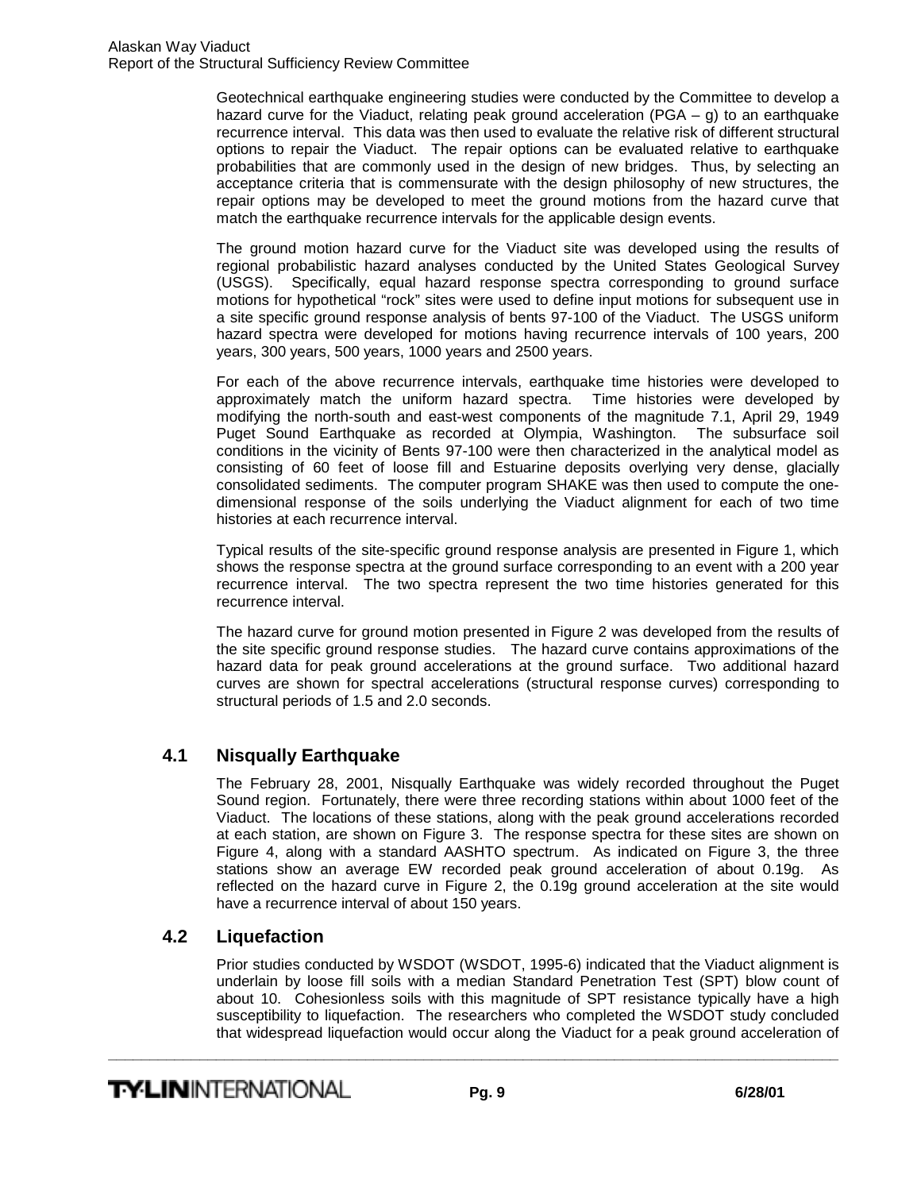Geotechnical earthquake engineering studies were conducted by the Committee to develop a hazard curve for the Viaduct, relating peak ground acceleration (PGA – g) to an earthquake recurrence interval. This data was then used to evaluate the relative risk of different structural options to repair the Viaduct. The repair options can be evaluated relative to earthquake probabilities that are commonly used in the design of new bridges. Thus, by selecting an acceptance criteria that is commensurate with the design philosophy of new structures, the repair options may be developed to meet the ground motions from the hazard curve that match the earthquake recurrence intervals for the applicable design events.

The ground motion hazard curve for the Viaduct site was developed using the results of regional probabilistic hazard analyses conducted by the United States Geological Survey (USGS). Specifically, equal hazard response spectra corresponding to ground surface motions for hypothetical "rock" sites were used to define input motions for subsequent use in a site specific ground response analysis of bents 97-100 of the Viaduct. The USGS uniform hazard spectra were developed for motions having recurrence intervals of 100 years, 200 years, 300 years, 500 years, 1000 years and 2500 years.

For each of the above recurrence intervals, earthquake time histories were developed to approximately match the uniform hazard spectra. Time histories were developed by modifying the north-south and east-west components of the magnitude 7.1, April 29, 1949 Puget Sound Earthquake as recorded at Olympia, Washington. The subsurface soil conditions in the vicinity of Bents 97-100 were then characterized in the analytical model as consisting of 60 feet of loose fill and Estuarine deposits overlying very dense, glacially consolidated sediments. The computer program SHAKE was then used to compute the one-dimensional response of the soils underlying the Viaduct alignment for each of two time histories at each recurrence interval.

Typical results of the site-specific ground response analysis are presented in Figure 1, which shows the response spectra at the ground surface corresponding to an event with a 200 year recurrence interval. The two spectra represent the two time histories generated for this recurrence interval.

The hazard curve for ground motion presented in Figure 2 was developed from the results of the site specific ground response studies. The hazard curve contains approximations of the hazard data for peak ground accelerations at the ground surface. Two additional hazard curves are shown for spectral accelerations (structural response curves) corresponding to structural periods of 1.5 and 2.0 seconds.

## 4.1 Nisqually Earthquake

The February 28, 2001, Nisqually Earthquake was widely recorded throughout the Puget Sound region. Fortunately, there were three recording stations within about 1000 feet of the Viaduct. The locations of these stations, along with the peak ground accelerations recorded at each station, are shown on Figure 3. The response spectra for these sites are shown on Figure 4, along with a standard AASHTO spectrum. As indicated on Figure 3, the three stations show an average EW recorded peak ground acceleration of about 0.19g. As reflected on the hazard curve in Figure 2, the 0.19g ground acceleration at the site would have a recurrence interval of about 150 years.

## 4.2 Liquefaction

Prior studies conducted by WSDOT (WSDOT, 1995-6) indicated that the Viaduct alignment is underlain by loose fill soils with a median Standard Penetration Test (SPT) blow count of about 10. Cohesionless soils with this magnitude of SPT resistance typically have a high susceptibility to liquefaction. The researchers who completed the WSDOT study concluded that widespread liquefaction would occur along the Viaduct for a peak ground acceleration of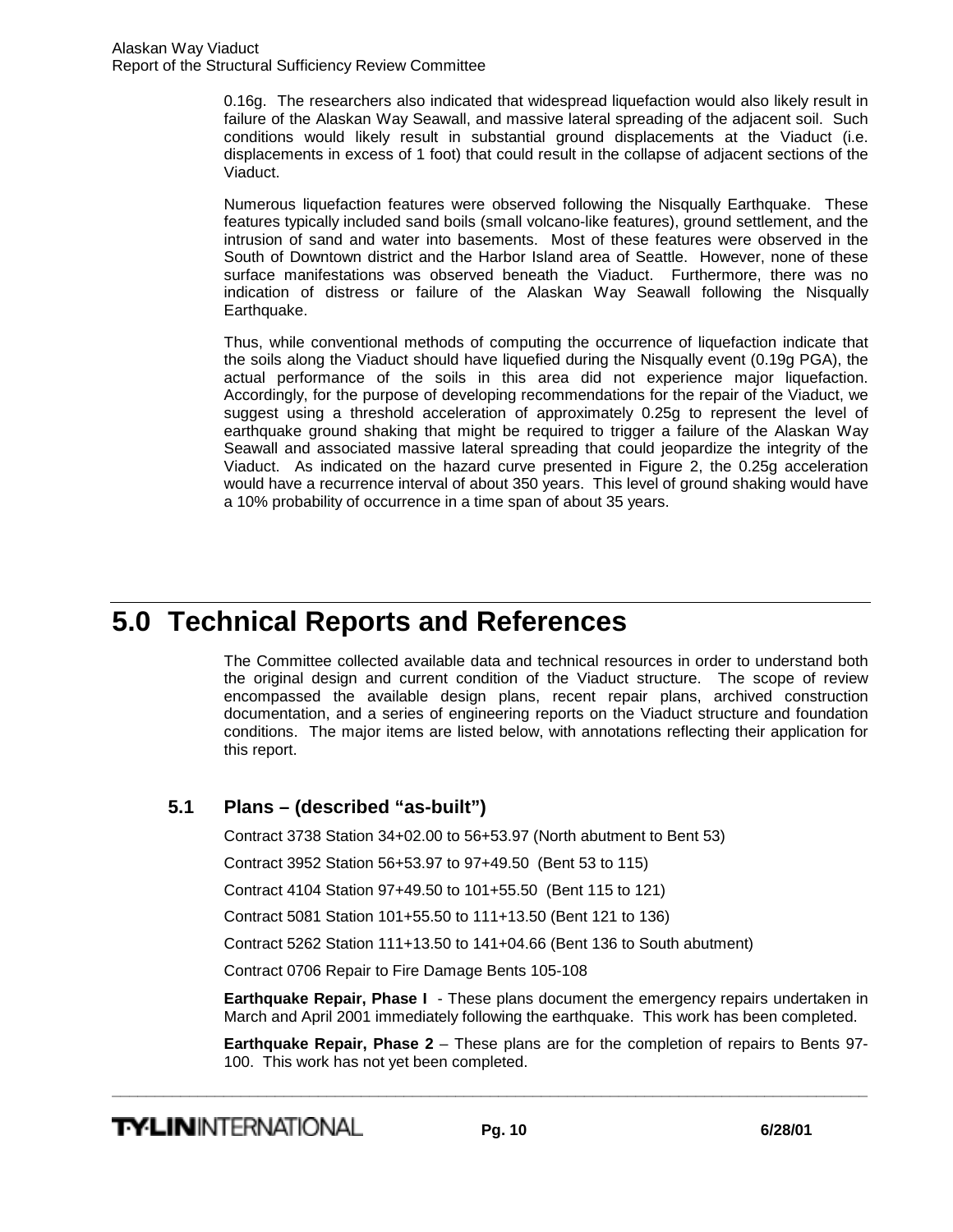0.16g. The researchers also indicated that widespread liquefaction would also likely result in failure of the Alaskan Way Seawall, and massive lateral spreading of the adjacent soil. Such conditions would likely result in substantial ground displacements at the Viaduct (i.e. displacements in excess of 1 foot) that could result in the collapse of adjacent sections of the Viaduct.

Numerous liquefaction features were observed following the Nisqually Earthquake. These features typically included sand boils (small volcano-like features), ground settlement, and the intrusion of sand and water into basements. Most of these features were observed in the South of Downtown district and the Harbor Island area of Seattle. However, none of these surface manifestations was observed beneath the Viaduct. Furthermore, there was no indication of distress or failure of the Alaskan Way Seawall following the Nisqually Earthquake.

Thus, while conventional methods of computing the occurrence of liquefaction indicate that the soils along the Viaduct should have liquefied during the Nisqually event (0.19g PGA), the actual performance of the soils in this area did not experience major liquefaction. Accordingly, for the purpose of developing recommendations for the repair of the Viaduct, we suggest using a threshold acceleration of approximately 0.25g to represent the level of earthquake ground shaking that might be required to trigger a failure of the Alaskan Way Seawall and associated massive lateral spreading that could jeopardize the integrity of the Viaduct. As indicated on the hazard curve presented in Figure 2, the 0.25g acceleration would have a recurrence interval of about 350 years. This level of ground shaking would have a 10% probability of occurrence in a time span of about 35 years.

# 5.0 Technical Reports and References

The Committee collected available data and technical resources in order to understand both the original design and current condition of the Viaduct structure. The scope of review encompassed the available design plans, recent repair plans, archived construction documentation, and a series of engineering reports on the Viaduct structure and foundation conditions. The major items are listed below, with annotations reflecting their application for this report.

## 5.1 Plans – (described "as-built")

Contract 3738 Station 34+02.00 to 56+53.97 (North abutment to Bent 53)

Contract 3952 Station 56+53.97 to 97+49.50 (Bent 53 to 115)

Contract 4104 Station 97+49.50 to 101+55.50 (Bent 115 to 121)

Contract 5081 Station 101+55.50 to 111+13.50 (Bent 121 to 136)

Contract 5262 Station 111+13.50 to 141+04.66 (Bent 136 to South abutment)

Contract 0706 Repair to Fire Damage Bents 105-108

**Earthquake Repair, Phase I** - These plans document the emergency repairs undertaken in March and April 2001 immediately following the earthquake. This work has been completed.

**Earthquake Repair, Phase 2** – These plans are for the completion of repairs to Bents 97-100. This work has not yet been completed.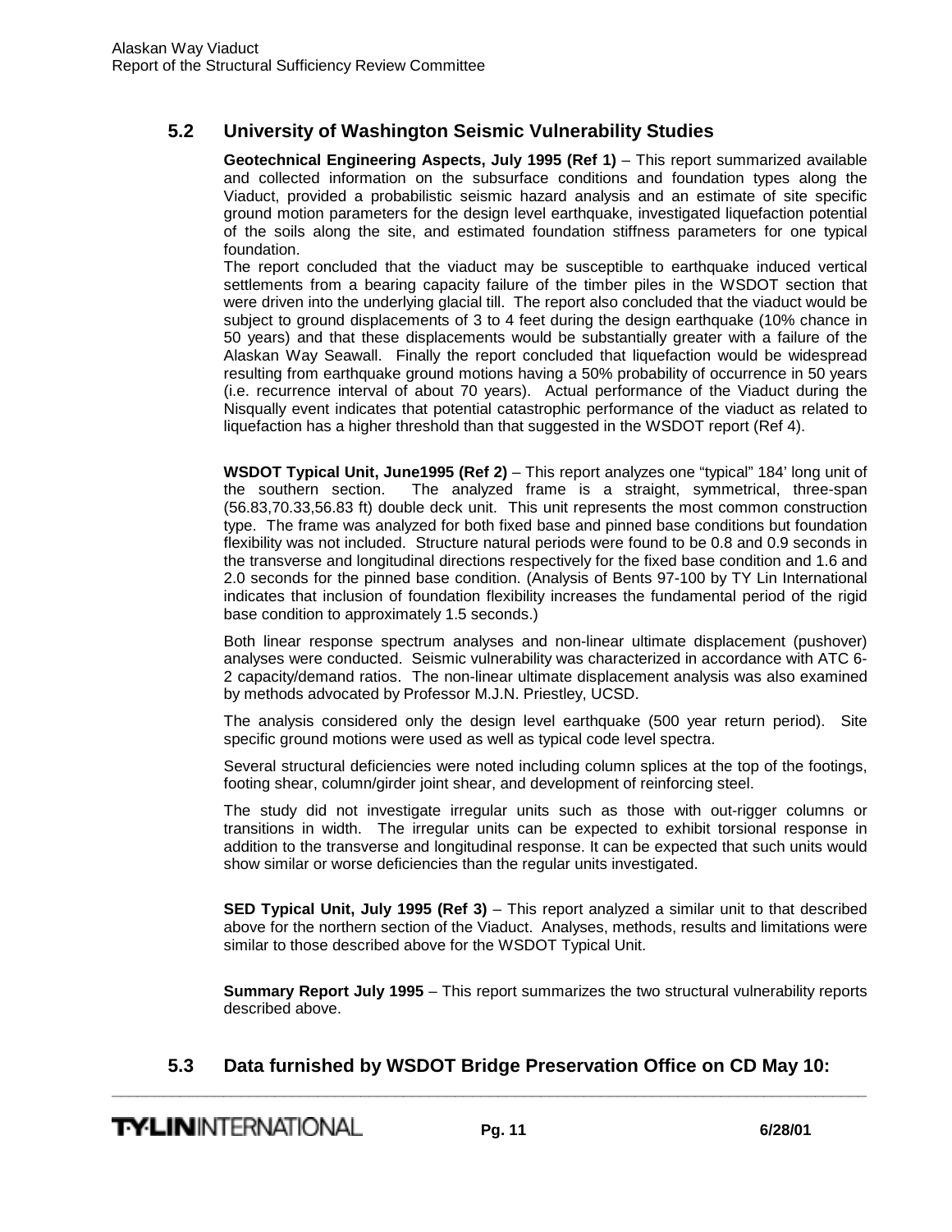## 5.2 University of Washington Seismic Vulnerability Studies

**Geotechnical Engineering Aspects, July 1995 (Ref 1)** – This report summarized available and collected information on the subsurface conditions and foundation types along the Viaduct, provided a probabilistic seismic hazard analysis and an estimate of site specific ground motion parameters for the design level earthquake, investigated liquefaction potential of the soils along the site, and estimated foundation stiffness parameters for one typical foundation.

The report concluded that the viaduct may be susceptible to earthquake induced vertical settlements from a bearing capacity failure of the timber piles in the WSDOT section that were driven into the underlying glacial till. The report also concluded that the viaduct would be subject to ground displacements of 3 to 4 feet during the design earthquake (10% chance in 50 years) and that these displacements would be substantially greater with a failure of the Alaskan Way Seawall. Finally the report concluded that liquefaction would be widespread resulting from earthquake ground motions having a 50% probability of occurrence in 50 years (i.e. recurrence interval of about 70 years). Actual performance of the Viaduct during the Nisqually event indicates that potential catastrophic performance of the viaduct as related to liquefaction has a higher threshold than that suggested in the WSDOT report (Ref 4).

**WSDOT Typical Unit, June1995 (Ref 2)** – This report analyzes one "typical" 184' long unit of the southern section. The analyzed frame is a straight, symmetrical, three-span (56.83,70.33,56.83 ft) double deck unit. This unit represents the most common construction type. The frame was analyzed for both fixed base and pinned base conditions but foundation flexibility was not included. Structure natural periods were found to be 0.8 and 0.9 seconds in the transverse and longitudinal directions respectively for the fixed base condition and 1.6 and 2.0 seconds for the pinned base condition. (Analysis of Bents 97-100 by TY Lin International indicates that inclusion of foundation flexibility increases the fundamental period of the rigid base condition to approximately 1.5 seconds.)

Both linear response spectrum analyses and non-linear ultimate displacement (pushover) analyses were conducted. Seismic vulnerability was characterized in accordance with ATC 6-2 capacity/demand ratios. The non-linear ultimate displacement analysis was also examined by methods advocated by Professor M.J.N. Priestley, UCSD.

The analysis considered only the design level earthquake (500 year return period). Site specific ground motions were used as well as typical code level spectra.

Several structural deficiencies were noted including column splices at the top of the footings, footing shear, column/girder joint shear, and development of reinforcing steel.

The study did not investigate irregular units such as those with out-rigger columns or transitions in width. The irregular units can be expected to exhibit torsional response in addition to the transverse and longitudinal response. It can be expected that such units would show similar or worse deficiencies than the regular units investigated.

**SED Typical Unit, July 1995 (Ref 3)** – This report analyzed a similar unit to that described above for the northern section of the Viaduct. Analyses, methods, results and limitations were similar to those described above for the WSDOT Typical Unit.

**Summary Report July 1995** – This report summarizes the two structural vulnerability reports described above.

## 5.3 Data furnished by WSDOT Bridge Preservation Office on CD May 10: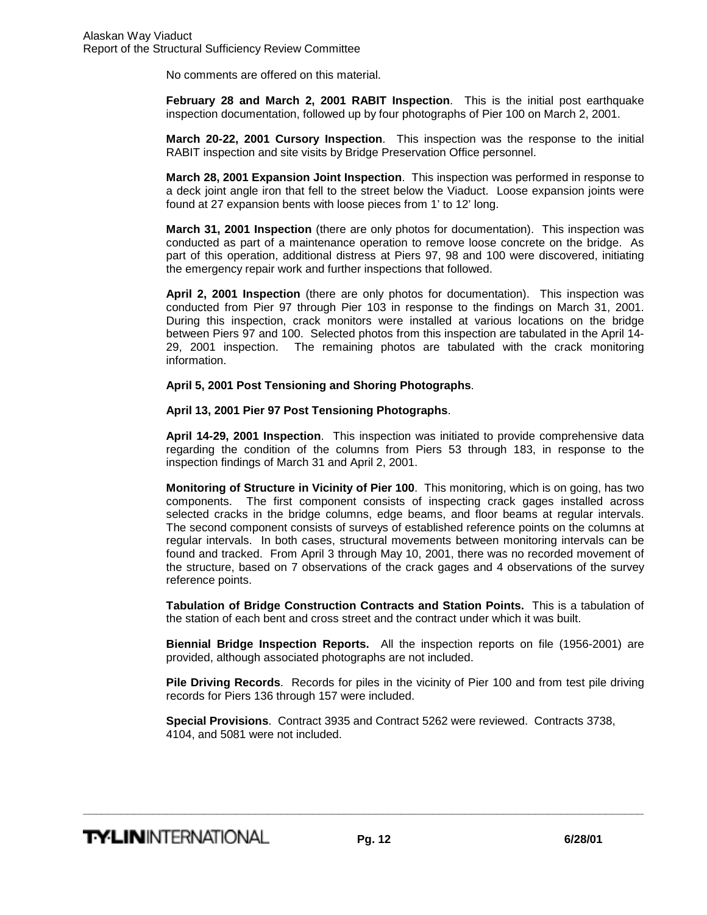No comments are offered on this material.

**February 28 and March 2, 2001 RABIT Inspection**. This is the initial post earthquake inspection documentation, followed up by four photographs of Pier 100 on March 2, 2001.

**March 20-22, 2001 Cursory Inspection**. This inspection was the response to the initial RABIT inspection and site visits by Bridge Preservation Office personnel.

**March 28, 2001 Expansion Joint Inspection**. This inspection was performed in response to a deck joint angle iron that fell to the street below the Viaduct. Loose expansion joints were found at 27 expansion bents with loose pieces from 1' to 12' long.

**March 31, 2001 Inspection** (there are only photos for documentation). This inspection was conducted as part of a maintenance operation to remove loose concrete on the bridge. As part of this operation, additional distress at Piers 97, 98 and 100 were discovered, initiating the emergency repair work and further inspections that followed.

**April 2, 2001 Inspection** (there are only photos for documentation). This inspection was conducted from Pier 97 through Pier 103 in response to the findings on March 31, 2001. During this inspection, crack monitors were installed at various locations on the bridge between Piers 97 and 100. Selected photos from this inspection are tabulated in the April 14-29, 2001 inspection. The remaining photos are tabulated with the crack monitoring information.

**April 5, 2001 Post Tensioning and Shoring Photographs**.

**April 13, 2001 Pier 97 Post Tensioning Photographs**.

**April 14-29, 2001 Inspection**. This inspection was initiated to provide comprehensive data regarding the condition of the columns from Piers 53 through 183, in response to the inspection findings of March 31 and April 2, 2001.

**Monitoring of Structure in Vicinity of Pier 100**. This monitoring, which is on going, has two components. The first component consists of inspecting crack gages installed across selected cracks in the bridge columns, edge beams, and floor beams at regular intervals. The second component consists of surveys of established reference points on the columns at regular intervals. In both cases, structural movements between monitoring intervals can be found and tracked. From April 3 through May 10, 2001, there was no recorded movement of the structure, based on 7 observations of the crack gages and 4 observations of the survey reference points.

**Tabulation of Bridge Construction Contracts and Station Points.** This is a tabulation of the station of each bent and cross street and the contract under which it was built.

**Biennial Bridge Inspection Reports.** All the inspection reports on file (1956-2001) are provided, although associated photographs are not included.

**Pile Driving Records**. Records for piles in the vicinity of Pier 100 and from test pile driving records for Piers 136 through 157 were included.

**Special Provisions**. Contract 3935 and Contract 5262 were reviewed. Contracts 3738, 4104, and 5081 were not included.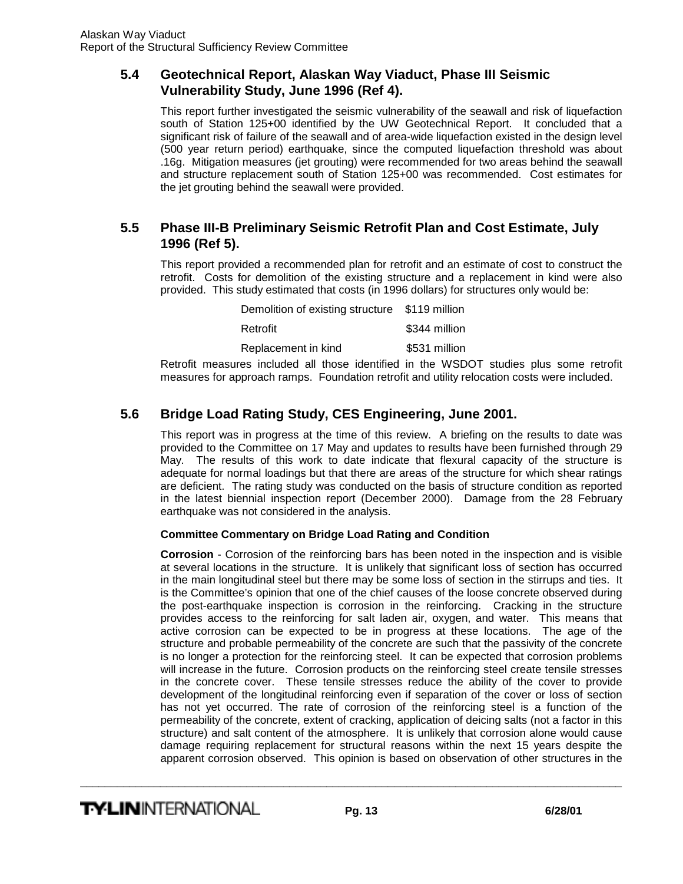## 5.4 Geotechnical Report, Alaskan Way Viaduct, Phase III Seismic Vulnerability Study, June 1996 (Ref 4).

This report further investigated the seismic vulnerability of the seawall and risk of liquefaction south of Station 125+00 identified by the UW Geotechnical Report. It concluded that a significant risk of failure of the seawall and of area-wide liquefaction existed in the design level (500 year return period) earthquake, since the computed liquefaction threshold was about .16g. Mitigation measures (jet grouting) were recommended for two areas behind the seawall and structure replacement south of Station 125+00 was recommended. Cost estimates for the jet grouting behind the seawall were provided.

## 5.5 Phase III-B Preliminary Seismic Retrofit Plan and Cost Estimate, July 1996 (Ref 5).

This report provided a recommended plan for retrofit and an estimate of cost to construct the retrofit. Costs for demolition of the existing structure and a replacement in kind were also provided. This study estimated that costs (in 1996 dollars) for structures only would be:

| | |
|---|---|
| Demolition of existing structure | $119 million |
| Retrofit | $344 million |
| Replacement in kind | $531 million |

Retrofit measures included all those identified in the WSDOT studies plus some retrofit measures for approach ramps. Foundation retrofit and utility relocation costs were included.

## 5.6 Bridge Load Rating Study, CES Engineering, June 2001.

This report was in progress at the time of this review. A briefing on the results to date was provided to the Committee on 17 May and updates to results have been furnished through 29 May. The results of this work to date indicate that flexural capacity of the structure is adequate for normal loadings but that there are areas of the structure for which shear ratings are deficient. The rating study was conducted on the basis of structure condition as reported in the latest biennial inspection report (December 2000). Damage from the 28 February earthquake was not considered in the analysis.

**Committee Commentary on Bridge Load Rating and Condition**

**Corrosion** - Corrosion of the reinforcing bars has been noted in the inspection and is visible at several locations in the structure. It is unlikely that significant loss of section has occurred in the main longitudinal steel but there may be some loss of section in the stirrups and ties. It is the Committee's opinion that one of the chief causes of the loose concrete observed during the post-earthquake inspection is corrosion in the reinforcing. Cracking in the structure provides access to the reinforcing for salt laden air, oxygen, and water. This means that active corrosion can be expected to be in progress at these locations. The age of the structure and probable permeability of the concrete are such that the passivity of the concrete is no longer a protection for the reinforcing steel. It can be expected that corrosion problems will increase in the future. Corrosion products on the reinforcing steel create tensile stresses in the concrete cover. These tensile stresses reduce the ability of the cover to provide development of the longitudinal reinforcing even if separation of the cover or loss of section has not yet occurred. The rate of corrosion of the reinforcing steel is a function of the permeability of the concrete, extent of cracking, application of deicing salts (not a factor in this structure) and salt content of the atmosphere. It is unlikely that corrosion alone would cause damage requiring replacement for structural reasons within the next 15 years despite the apparent corrosion observed. This opinion is based on observation of other structures in the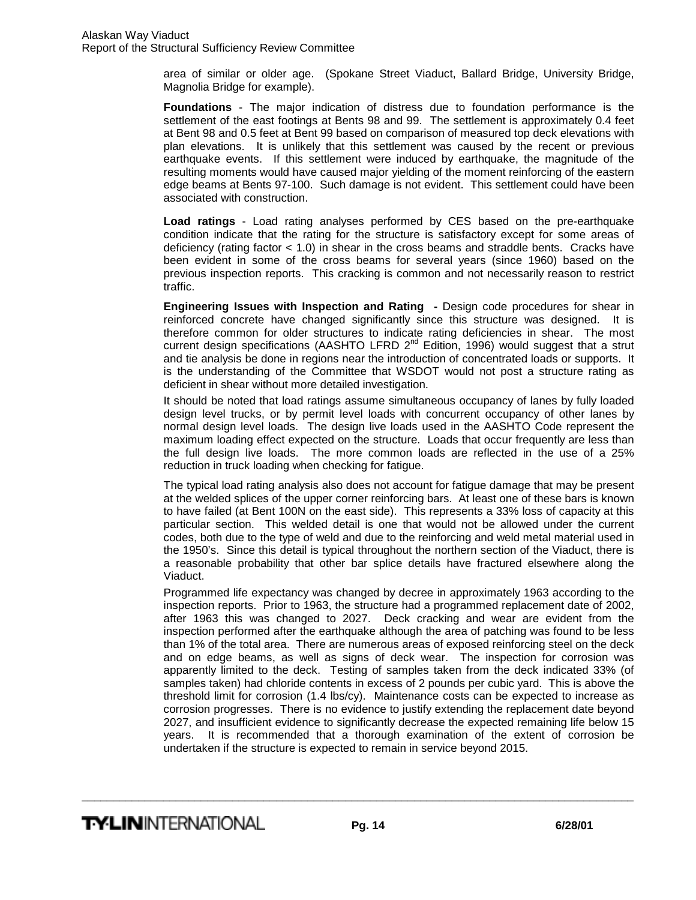area of similar or older age. (Spokane Street Viaduct, Ballard Bridge, University Bridge, Magnolia Bridge for example).

**Foundations** - The major indication of distress due to foundation performance is the settlement of the east footings at Bents 98 and 99. The settlement is approximately 0.4 feet at Bent 98 and 0.5 feet at Bent 99 based on comparison of measured top deck elevations with plan elevations. It is unlikely that this settlement was caused by the recent or previous earthquake events. If this settlement were induced by earthquake, the magnitude of the resulting moments would have caused major yielding of the moment reinforcing of the eastern edge beams at Bents 97-100. Such damage is not evident. This settlement could have been associated with construction.

**Load ratings** - Load rating analyses performed by CES based on the pre-earthquake condition indicate that the rating for the structure is satisfactory except for some areas of deficiency (rating factor < 1.0) in shear in the cross beams and straddle bents. Cracks have been evident in some of the cross beams for several years (since 1960) based on the previous inspection reports. This cracking is common and not necessarily reason to restrict traffic.

**Engineering Issues with Inspection and Rating -** Design code procedures for shear in reinforced concrete have changed significantly since this structure was designed. It is therefore common for older structures to indicate rating deficiencies in shear. The most current design specifications (AASHTO LFRD 2nd Edition, 1996) would suggest that a strut and tie analysis be done in regions near the introduction of concentrated loads or supports. It is the understanding of the Committee that WSDOT would not post a structure rating as deficient in shear without more detailed investigation.

It should be noted that load ratings assume simultaneous occupancy of lanes by fully loaded design level trucks, or by permit level loads with concurrent occupancy of other lanes by normal design level loads. The design live loads used in the AASHTO Code represent the maximum loading effect expected on the structure. Loads that occur frequently are less than the full design live loads. The more common loads are reflected in the use of a 25% reduction in truck loading when checking for fatigue.

The typical load rating analysis also does not account for fatigue damage that may be present at the welded splices of the upper corner reinforcing bars. At least one of these bars is known to have failed (at Bent 100N on the east side). This represents a 33% loss of capacity at this particular section. This welded detail is one that would not be allowed under the current codes, both due to the type of weld and due to the reinforcing and weld metal material used in the 1950's. Since this detail is typical throughout the northern section of the Viaduct, there is a reasonable probability that other bar splice details have fractured elsewhere along the Viaduct.

Programmed life expectancy was changed by decree in approximately 1963 according to the inspection reports. Prior to 1963, the structure had a programmed replacement date of 2002, after 1963 this was changed to 2027. Deck cracking and wear are evident from the inspection performed after the earthquake although the area of patching was found to be less than 1% of the total area. There are numerous areas of exposed reinforcing steel on the deck and on edge beams, as well as signs of deck wear. The inspection for corrosion was apparently limited to the deck. Testing of samples taken from the deck indicated 33% (of samples taken) had chloride contents in excess of 2 pounds per cubic yard. This is above the threshold limit for corrosion (1.4 lbs/cy). Maintenance costs can be expected to increase as corrosion progresses. There is no evidence to justify extending the replacement date beyond 2027, and insufficient evidence to significantly decrease the expected remaining life below 15 years. It is recommended that a thorough examination of the extent of corrosion be undertaken if the structure is expected to remain in service beyond 2015.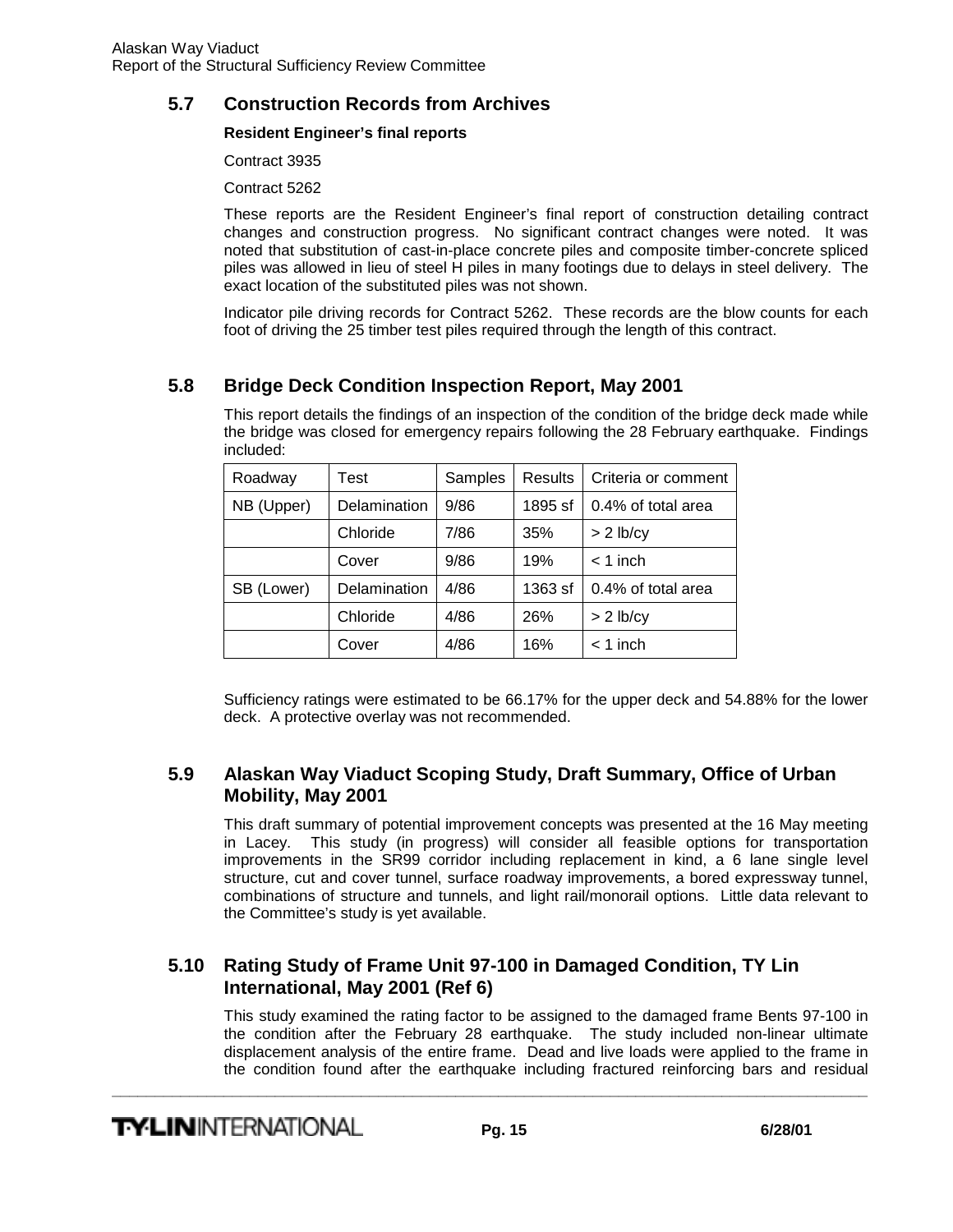## 5.7 Construction Records from Archives

**Resident Engineer's final reports**

Contract 3935

Contract 5262

These reports are the Resident Engineer's final report of construction detailing contract changes and construction progress. No significant contract changes were noted. It was noted that substitution of cast-in-place concrete piles and composite timber-concrete spliced piles was allowed in lieu of steel H piles in many footings due to delays in steel delivery. The exact location of the substituted piles was not shown.

Indicator pile driving records for Contract 5262. These records are the blow counts for each foot of driving the 25 timber test piles required through the length of this contract.

## 5.8 Bridge Deck Condition Inspection Report, May 2001

This report details the findings of an inspection of the condition of the bridge deck made while the bridge was closed for emergency repairs following the 28 February earthquake. Findings included:

| Roadway | Test | Samples | Results | Criteria or comment |
|---|---|---|---|---|
| NB (Upper) | Delamination | 9/86 | 1895 sf | 0.4% of total area |
| | Chloride | 7/86 | 35% | > 2 lb/cy |
| | Cover | 9/86 | 19% | < 1 inch |
| SB (Lower) | Delamination | 4/86 | 1363 sf | 0.4% of total area |
| | Chloride | 4/86 | 26% | > 2 lb/cy |
| | Cover | 4/86 | 16% | < 1 inch |

Sufficiency ratings were estimated to be 66.17% for the upper deck and 54.88% for the lower deck. A protective overlay was not recommended.

## 5.9 Alaskan Way Viaduct Scoping Study, Draft Summary, Office of Urban Mobility, May 2001

This draft summary of potential improvement concepts was presented at the 16 May meeting in Lacey. This study (in progress) will consider all feasible options for transportation improvements in the SR99 corridor including replacement in kind, a 6 lane single level structure, cut and cover tunnel, surface roadway improvements, a bored expressway tunnel, combinations of structure and tunnels, and light rail/monorail options. Little data relevant to the Committee's study is yet available.

## 5.10 Rating Study of Frame Unit 97-100 in Damaged Condition, TY Lin International, May 2001 (Ref 6)

This study examined the rating factor to be assigned to the damaged frame Bents 97-100 in the condition after the February 28 earthquake. The study included non-linear ultimate displacement analysis of the entire frame. Dead and live loads were applied to the frame in the condition found after the earthquake including fractured reinforcing bars and residual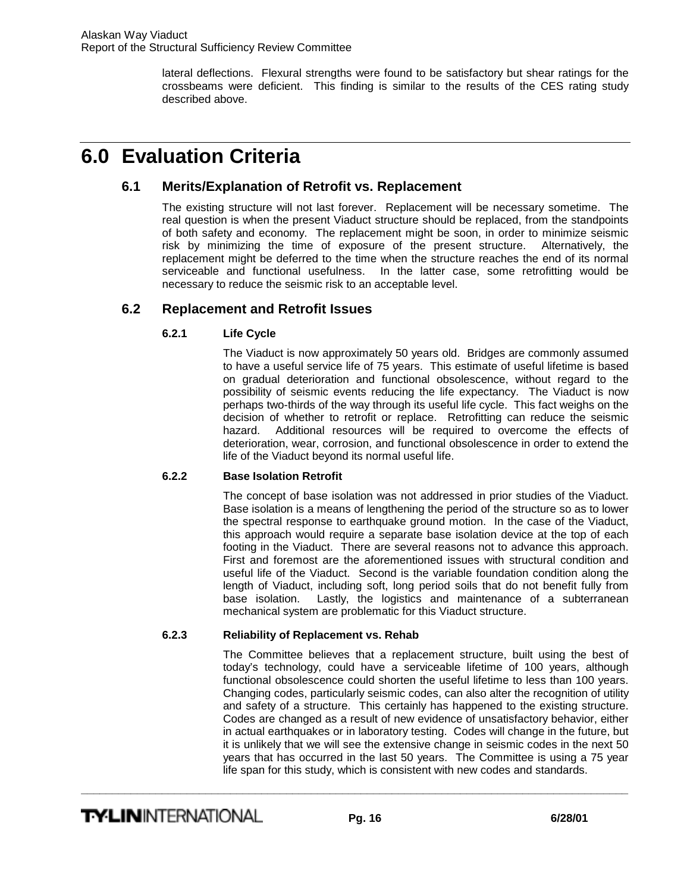lateral deflections. Flexural strengths were found to be satisfactory but shear ratings for the crossbeams were deficient. This finding is similar to the results of the CES rating study described above.

# 6.0 Evaluation Criteria

## 6.1 Merits/Explanation of Retrofit vs. Replacement

The existing structure will not last forever. Replacement will be necessary sometime. The real question is when the present Viaduct structure should be replaced, from the standpoints of both safety and economy. The replacement might be soon, in order to minimize seismic risk by minimizing the time of exposure of the present structure. Alternatively, the replacement might be deferred to the time when the structure reaches the end of its normal serviceable and functional usefulness. In the latter case, some retrofitting would be necessary to reduce the seismic risk to an acceptable level.

## 6.2 Replacement and Retrofit Issues

### 6.2.1 Life Cycle

The Viaduct is now approximately 50 years old. Bridges are commonly assumed to have a useful service life of 75 years. This estimate of useful lifetime is based on gradual deterioration and functional obsolescence, without regard to the possibility of seismic events reducing the life expectancy. The Viaduct is now perhaps two-thirds of the way through its useful life cycle. This fact weighs on the decision of whether to retrofit or replace. Retrofitting can reduce the seismic hazard. Additional resources will be required to overcome the effects of deterioration, wear, corrosion, and functional obsolescence in order to extend the life of the Viaduct beyond its normal useful life.

### 6.2.2 Base Isolation Retrofit

The concept of base isolation was not addressed in prior studies of the Viaduct. Base isolation is a means of lengthening the period of the structure so as to lower the spectral response to earthquake ground motion. In the case of the Viaduct, this approach would require a separate base isolation device at the top of each footing in the Viaduct. There are several reasons not to advance this approach. First and foremost are the aforementioned issues with structural condition and useful life of the Viaduct. Second is the variable foundation condition along the length of Viaduct, including soft, long period soils that do not benefit fully from base isolation. Lastly, the logistics and maintenance of a subterranean mechanical system are problematic for this Viaduct structure.

### 6.2.3 Reliability of Replacement vs. Rehab

The Committee believes that a replacement structure, built using the best of today's technology, could have a serviceable lifetime of 100 years, although functional obsolescence could shorten the useful lifetime to less than 100 years. Changing codes, particularly seismic codes, can also alter the recognition of utility and safety of a structure. This certainly has happened to the existing structure. Codes are changed as a result of new evidence of unsatisfactory behavior, either in actual earthquakes or in laboratory testing. Codes will change in the future, but it is unlikely that we will see the extensive change in seismic codes in the next 50 years that has occurred in the last 50 years. The Committee is using a 75 year life span for this study, which is consistent with new codes and standards.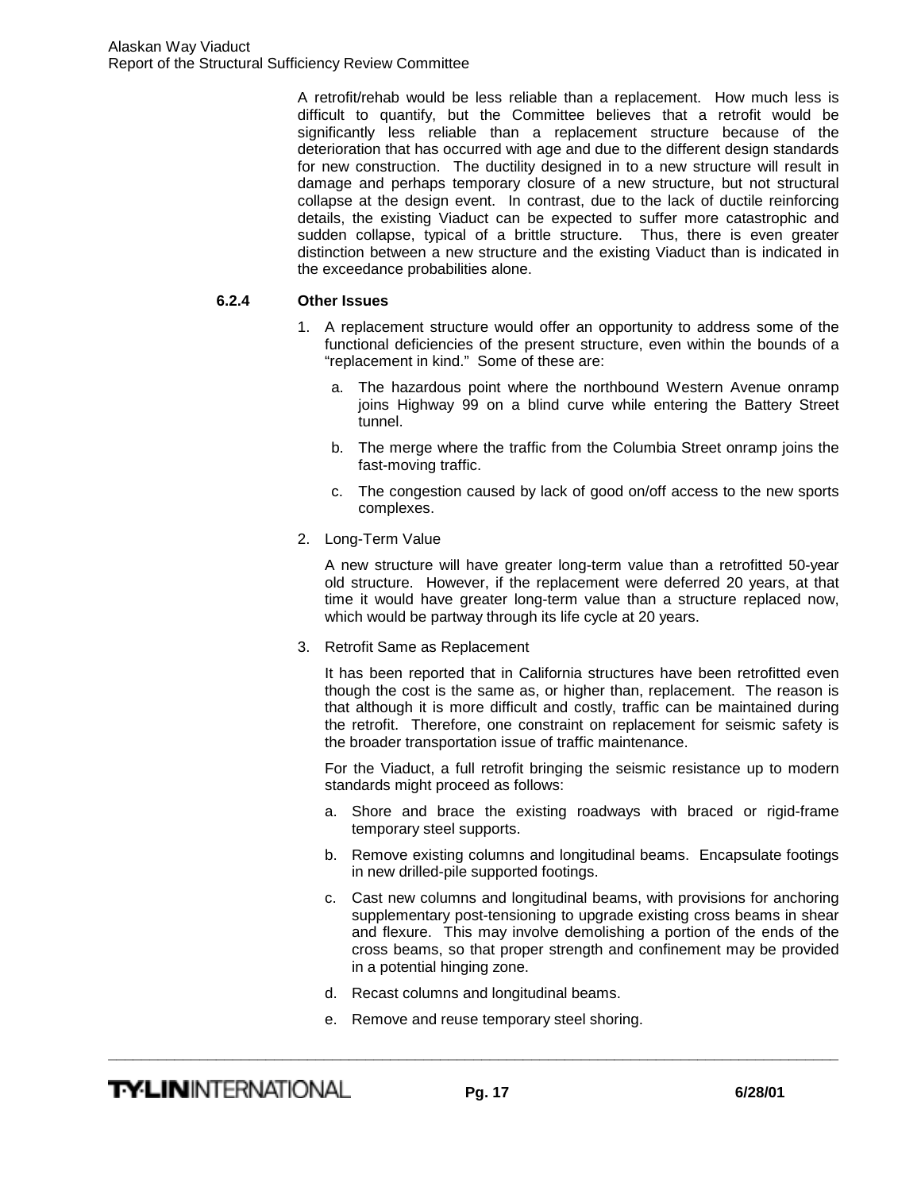A retrofit/rehab would be less reliable than a replacement. How much less is difficult to quantify, but the Committee believes that a retrofit would be significantly less reliable than a replacement structure because of the deterioration that has occurred with age and due to the different design standards for new construction. The ductility designed in to a new structure will result in damage and perhaps temporary closure of a new structure, but not structural collapse at the design event. In contrast, due to the lack of ductile reinforcing details, the existing Viaduct can be expected to suffer more catastrophic and sudden collapse, typical of a brittle structure. Thus, there is even greater distinction between a new structure and the existing Viaduct than is indicated in the exceedance probabilities alone.

#### 6.2.4 Other Issues

1. A replacement structure would offer an opportunity to address some of the functional deficiencies of the present structure, even within the bounds of a "replacement in kind." Some of these are:

   a. The hazardous point where the northbound Western Avenue onramp joins Highway 99 on a blind curve while entering the Battery Street tunnel.

   b. The merge where the traffic from the Columbia Street onramp joins the fast-moving traffic.

   c. The congestion caused by lack of good on/off access to the new sports complexes.

2. Long-Term Value

   A new structure will have greater long-term value than a retrofitted 50-year old structure. However, if the replacement were deferred 20 years, at that time it would have greater long-term value than a structure replaced now, which would be partway through its life cycle at 20 years.

3. Retrofit Same as Replacement

   It has been reported that in California structures have been retrofitted even though the cost is the same as, or higher than, replacement. The reason is that although it is more difficult and costly, traffic can be maintained during the retrofit. Therefore, one constraint on replacement for seismic safety is the broader transportation issue of traffic maintenance.

   For the Viaduct, a full retrofit bringing the seismic resistance up to modern standards might proceed as follows:

   a. Shore and brace the existing roadways with braced or rigid-frame temporary steel supports.

   b. Remove existing columns and longitudinal beams. Encapsulate footings in new drilled-pile supported footings.

   c. Cast new columns and longitudinal beams, with provisions for anchoring supplementary post-tensioning to upgrade existing cross beams in shear and flexure. This may involve demolishing a portion of the ends of the cross beams, so that proper strength and confinement may be provided in a potential hinging zone.

   d. Recast columns and longitudinal beams.

   e. Remove and reuse temporary steel shoring.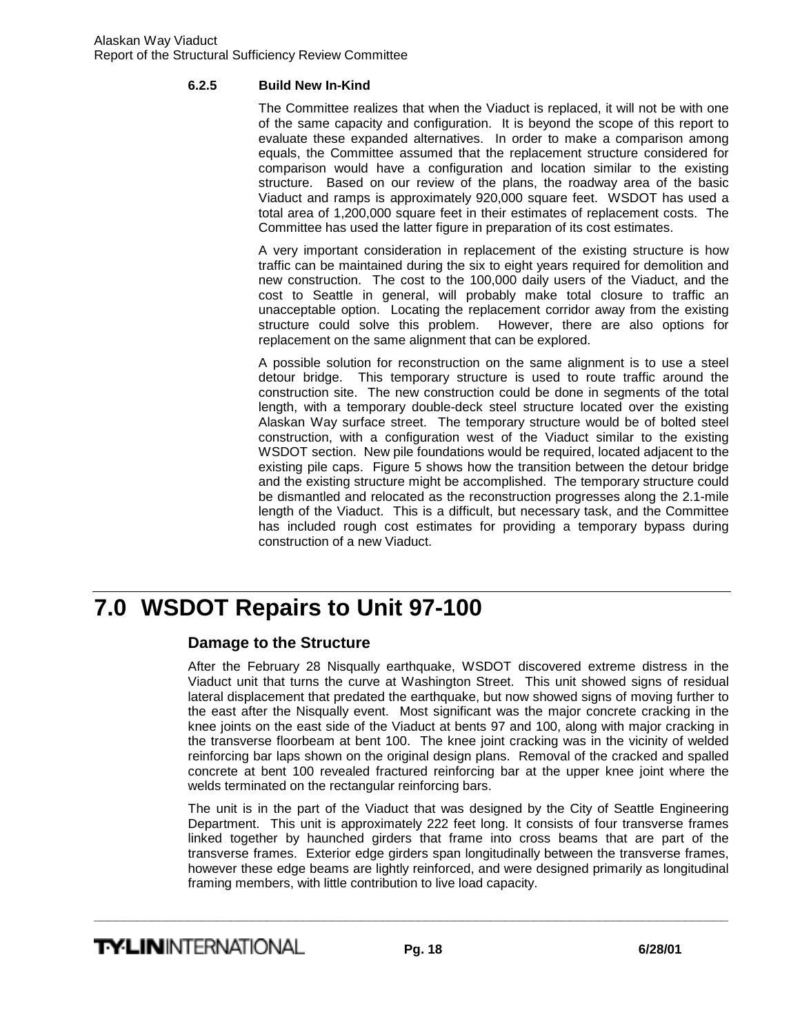### 6.2.5 Build New In-Kind

The Committee realizes that when the Viaduct is replaced, it will not be with one of the same capacity and configuration. It is beyond the scope of this report to evaluate these expanded alternatives. In order to make a comparison among equals, the Committee assumed that the replacement structure considered for comparison would have a configuration and location similar to the existing structure. Based on our review of the plans, the roadway area of the basic Viaduct and ramps is approximately 920,000 square feet. WSDOT has used a total area of 1,200,000 square feet in their estimates of replacement costs. The Committee has used the latter figure in preparation of its cost estimates.

A very important consideration in replacement of the existing structure is how traffic can be maintained during the six to eight years required for demolition and new construction. The cost to the 100,000 daily users of the Viaduct, and the cost to Seattle in general, will probably make total closure to traffic an unacceptable option. Locating the replacement corridor away from the existing structure could solve this problem. However, there are also options for replacement on the same alignment that can be explored.

A possible solution for reconstruction on the same alignment is to use a steel detour bridge. This temporary structure is used to route traffic around the construction site. The new construction could be done in segments of the total length, with a temporary double-deck steel structure located over the existing Alaskan Way surface street. The temporary structure would be of bolted steel construction, with a configuration west of the Viaduct similar to the existing WSDOT section. New pile foundations would be required, located adjacent to the existing pile caps. Figure 5 shows how the transition between the detour bridge and the existing structure might be accomplished. The temporary structure could be dismantled and relocated as the reconstruction progresses along the 2.1-mile length of the Viaduct. This is a difficult, but necessary task, and the Committee has included rough cost estimates for providing a temporary bypass during construction of a new Viaduct.

# 7.0 WSDOT Repairs to Unit 97-100

## Damage to the Structure

After the February 28 Nisqually earthquake, WSDOT discovered extreme distress in the Viaduct unit that turns the curve at Washington Street. This unit showed signs of residual lateral displacement that predated the earthquake, but now showed signs of moving further to the east after the Nisqually event. Most significant was the major concrete cracking in the knee joints on the east side of the Viaduct at bents 97 and 100, along with major cracking in the transverse floorbeam at bent 100. The knee joint cracking was in the vicinity of welded reinforcing bar laps shown on the original design plans. Removal of the cracked and spalled concrete at bent 100 revealed fractured reinforcing bar at the upper knee joint where the welds terminated on the rectangular reinforcing bars.

The unit is in the part of the Viaduct that was designed by the City of Seattle Engineering Department. This unit is approximately 222 feet long. It consists of four transverse frames linked together by haunched girders that frame into cross beams that are part of the transverse frames. Exterior edge girders span longitudinally between the transverse frames, however these edge beams are lightly reinforced, and were designed primarily as longitudinal framing members, with little contribution to live load capacity.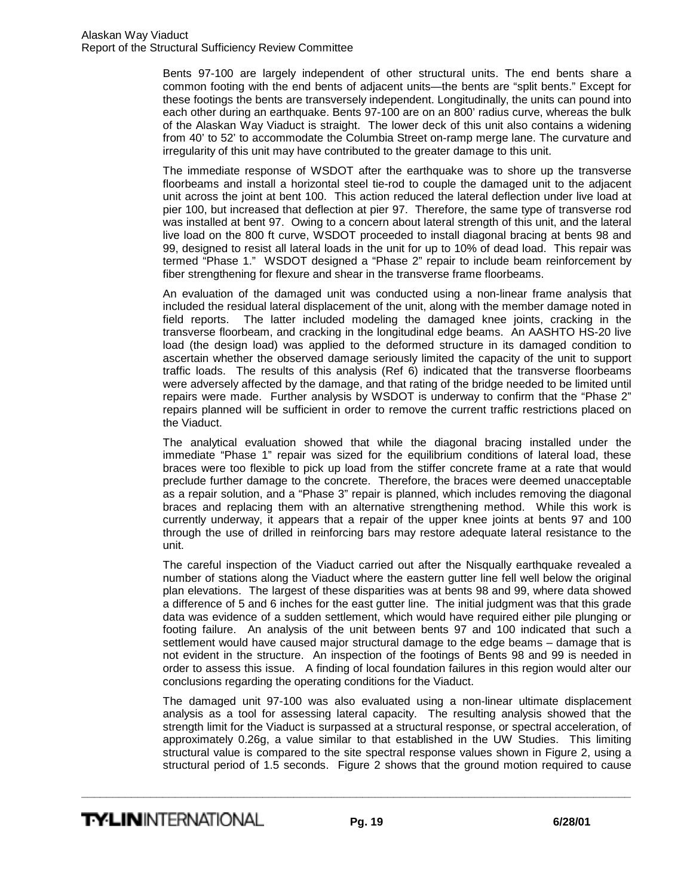Bents 97-100 are largely independent of other structural units. The end bents share a common footing with the end bents of adjacent units—the bents are "split bents." Except for these footings the bents are transversely independent. Longitudinally, the units can pound into each other during an earthquake. Bents 97-100 are on an 800' radius curve, whereas the bulk of the Alaskan Way Viaduct is straight. The lower deck of this unit also contains a widening from 40' to 52' to accommodate the Columbia Street on-ramp merge lane. The curvature and irregularity of this unit may have contributed to the greater damage to this unit.

The immediate response of WSDOT after the earthquake was to shore up the transverse floorbeams and install a horizontal steel tie-rod to couple the damaged unit to the adjacent unit across the joint at bent 100. This action reduced the lateral deflection under live load at pier 100, but increased that deflection at pier 97. Therefore, the same type of transverse rod was installed at bent 97. Owing to a concern about lateral strength of this unit, and the lateral live load on the 800 ft curve, WSDOT proceeded to install diagonal bracing at bents 98 and 99, designed to resist all lateral loads in the unit for up to 10% of dead load. This repair was termed "Phase 1." WSDOT designed a "Phase 2" repair to include beam reinforcement by fiber strengthening for flexure and shear in the transverse frame floorbeams.

An evaluation of the damaged unit was conducted using a non-linear frame analysis that included the residual lateral displacement of the unit, along with the member damage noted in field reports. The latter included modeling the damaged knee joints, cracking in the transverse floorbeam, and cracking in the longitudinal edge beams. An AASHTO HS-20 live load (the design load) was applied to the deformed structure in its damaged condition to ascertain whether the observed damage seriously limited the capacity of the unit to support traffic loads. The results of this analysis (Ref 6) indicated that the transverse floorbeams were adversely affected by the damage, and that rating of the bridge needed to be limited until repairs were made. Further analysis by WSDOT is underway to confirm that the "Phase 2" repairs planned will be sufficient in order to remove the current traffic restrictions placed on the Viaduct.

The analytical evaluation showed that while the diagonal bracing installed under the immediate "Phase 1" repair was sized for the equilibrium conditions of lateral load, these braces were too flexible to pick up load from the stiffer concrete frame at a rate that would preclude further damage to the concrete. Therefore, the braces were deemed unacceptable as a repair solution, and a "Phase 3" repair is planned, which includes removing the diagonal braces and replacing them with an alternative strengthening method. While this work is currently underway, it appears that a repair of the upper knee joints at bents 97 and 100 through the use of drilled in reinforcing bars may restore adequate lateral resistance to the unit.

The careful inspection of the Viaduct carried out after the Nisqually earthquake revealed a number of stations along the Viaduct where the eastern gutter line fell well below the original plan elevations. The largest of these disparities was at bents 98 and 99, where data showed a difference of 5 and 6 inches for the east gutter line. The initial judgment was that this grade data was evidence of a sudden settlement, which would have required either pile plunging or footing failure. An analysis of the unit between bents 97 and 100 indicated that such a settlement would have caused major structural damage to the edge beams – damage that is not evident in the structure. An inspection of the footings of Bents 98 and 99 is needed in order to assess this issue. A finding of local foundation failures in this region would alter our conclusions regarding the operating conditions for the Viaduct.

The damaged unit 97-100 was also evaluated using a non-linear ultimate displacement analysis as a tool for assessing lateral capacity. The resulting analysis showed that the strength limit for the Viaduct is surpassed at a structural response, or spectral acceleration, of approximately 0.26g, a value similar to that established in the UW Studies. This limiting structural value is compared to the site spectral response values shown in Figure 2, using a structural period of 1.5 seconds. Figure 2 shows that the ground motion required to cause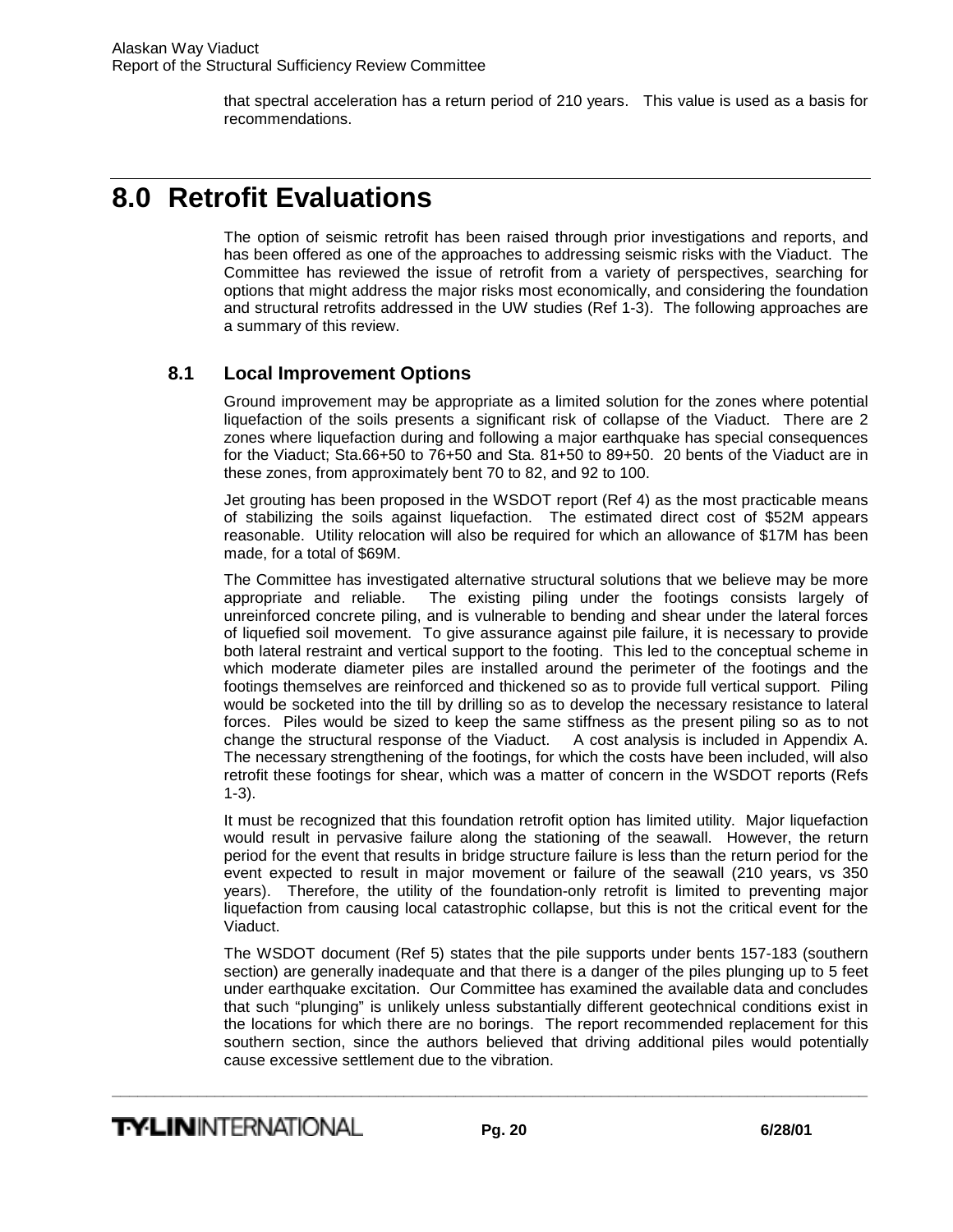that spectral acceleration has a return period of 210 years. This value is used as a basis for recommendations.

# 8.0 Retrofit Evaluations

The option of seismic retrofit has been raised through prior investigations and reports, and has been offered as one of the approaches to addressing seismic risks with the Viaduct. The Committee has reviewed the issue of retrofit from a variety of perspectives, searching for options that might address the major risks most economically, and considering the foundation and structural retrofits addressed in the UW studies (Ref 1-3). The following approaches are a summary of this review.

## 8.1 Local Improvement Options

Ground improvement may be appropriate as a limited solution for the zones where potential liquefaction of the soils presents a significant risk of collapse of the Viaduct. There are 2 zones where liquefaction during and following a major earthquake has special consequences for the Viaduct; Sta.66+50 to 76+50 and Sta. 81+50 to 89+50. 20 bents of the Viaduct are in these zones, from approximately bent 70 to 82, and 92 to 100.

Jet grouting has been proposed in the WSDOT report (Ref 4) as the most practicable means of stabilizing the soils against liquefaction. The estimated direct cost of $52M appears reasonable. Utility relocation will also be required for which an allowance of $17M has been made, for a total of $69M.

The Committee has investigated alternative structural solutions that we believe may be more appropriate and reliable. The existing piling under the footings consists largely of unreinforced concrete piling, and is vulnerable to bending and shear under the lateral forces of liquefied soil movement. To give assurance against pile failure, it is necessary to provide both lateral restraint and vertical support to the footing. This led to the conceptual scheme in which moderate diameter piles are installed around the perimeter of the footings and the footings themselves are reinforced and thickened so as to provide full vertical support. Piling would be socketed into the till by drilling so as to develop the necessary resistance to lateral forces. Piles would be sized to keep the same stiffness as the present piling so as to not change the structural response of the Viaduct. A cost analysis is included in Appendix A. The necessary strengthening of the footings, for which the costs have been included, will also retrofit these footings for shear, which was a matter of concern in the WSDOT reports (Refs 1-3).

It must be recognized that this foundation retrofit option has limited utility. Major liquefaction would result in pervasive failure along the stationing of the seawall. However, the return period for the event that results in bridge structure failure is less than the return period for the event expected to result in major movement or failure of the seawall (210 years, vs 350 years). Therefore, the utility of the foundation-only retrofit is limited to preventing major liquefaction from causing local catastrophic collapse, but this is not the critical event for the Viaduct.

The WSDOT document (Ref 5) states that the pile supports under bents 157-183 (southern section) are generally inadequate and that there is a danger of the piles plunging up to 5 feet under earthquake excitation. Our Committee has examined the available data and concludes that such "plunging" is unlikely unless substantially different geotechnical conditions exist in the locations for which there are no borings. The report recommended replacement for this southern section, since the authors believed that driving additional piles would potentially cause excessive settlement due to the vibration.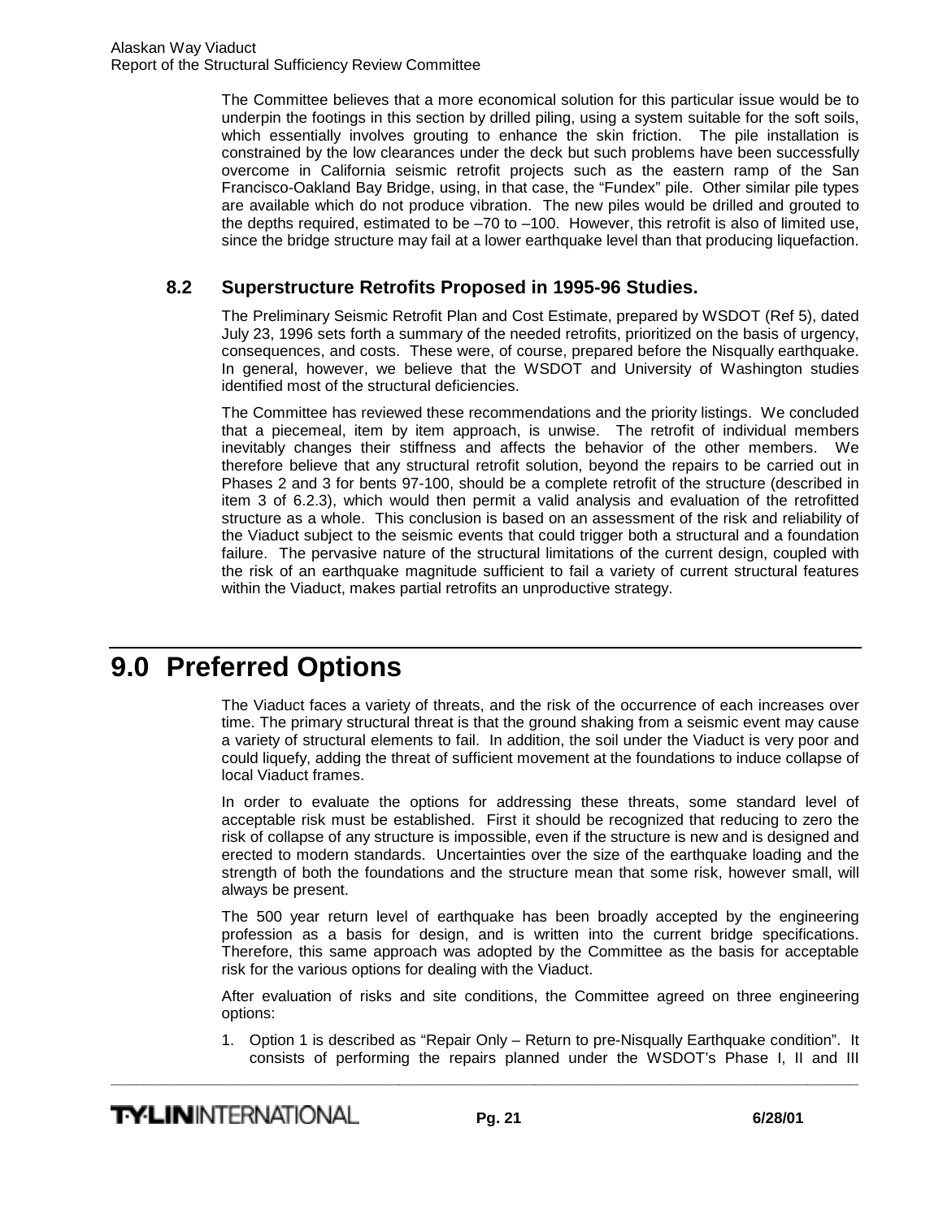The Committee believes that a more economical solution for this particular issue would be to underpin the footings in this section by drilled piling, using a system suitable for the soft soils, which essentially involves grouting to enhance the skin friction. The pile installation is constrained by the low clearances under the deck but such problems have been successfully overcome in California seismic retrofit projects such as the eastern ramp of the San Francisco-Oakland Bay Bridge, using, in that case, the "Fundex" pile. Other similar pile types are available which do not produce vibration. The new piles would be drilled and grouted to the depths required, estimated to be –70 to –100. However, this retrofit is also of limited use, since the bridge structure may fail at a lower earthquake level than that producing liquefaction.

### 8.2 Superstructure Retrofits Proposed in 1995-96 Studies.

The Preliminary Seismic Retrofit Plan and Cost Estimate, prepared by WSDOT (Ref 5), dated July 23, 1996 sets forth a summary of the needed retrofits, prioritized on the basis of urgency, consequences, and costs. These were, of course, prepared before the Nisqually earthquake. In general, however, we believe that the WSDOT and University of Washington studies identified most of the structural deficiencies.

The Committee has reviewed these recommendations and the priority listings. We concluded that a piecemeal, item by item approach, is unwise. The retrofit of individual members inevitably changes their stiffness and affects the behavior of the other members. We therefore believe that any structural retrofit solution, beyond the repairs to be carried out in Phases 2 and 3 for bents 97-100, should be a complete retrofit of the structure (described in item 3 of 6.2.3), which would then permit a valid analysis and evaluation of the retrofitted structure as a whole. This conclusion is based on an assessment of the risk and reliability of the Viaduct subject to the seismic events that could trigger both a structural and a foundation failure. The pervasive nature of the structural limitations of the current design, coupled with the risk of an earthquake magnitude sufficient to fail a variety of current structural features within the Viaduct, makes partial retrofits an unproductive strategy.

# 9.0 Preferred Options

The Viaduct faces a variety of threats, and the risk of the occurrence of each increases over time. The primary structural threat is that the ground shaking from a seismic event may cause a variety of structural elements to fail. In addition, the soil under the Viaduct is very poor and could liquefy, adding the threat of sufficient movement at the foundations to induce collapse of local Viaduct frames.

In order to evaluate the options for addressing these threats, some standard level of acceptable risk must be established. First it should be recognized that reducing to zero the risk of collapse of any structure is impossible, even if the structure is new and is designed and erected to modern standards. Uncertainties over the size of the earthquake loading and the strength of both the foundations and the structure mean that some risk, however small, will always be present.

The 500 year return level of earthquake has been broadly accepted by the engineering profession as a basis for design, and is written into the current bridge specifications. Therefore, this same approach was adopted by the Committee as the basis for acceptable risk for the various options for dealing with the Viaduct.

After evaluation of risks and site conditions, the Committee agreed on three engineering options:

1. Option 1 is described as "Repair Only – Return to pre-Nisqually Earthquake condition". It consists of performing the repairs planned under the WSDOT's Phase I, II and III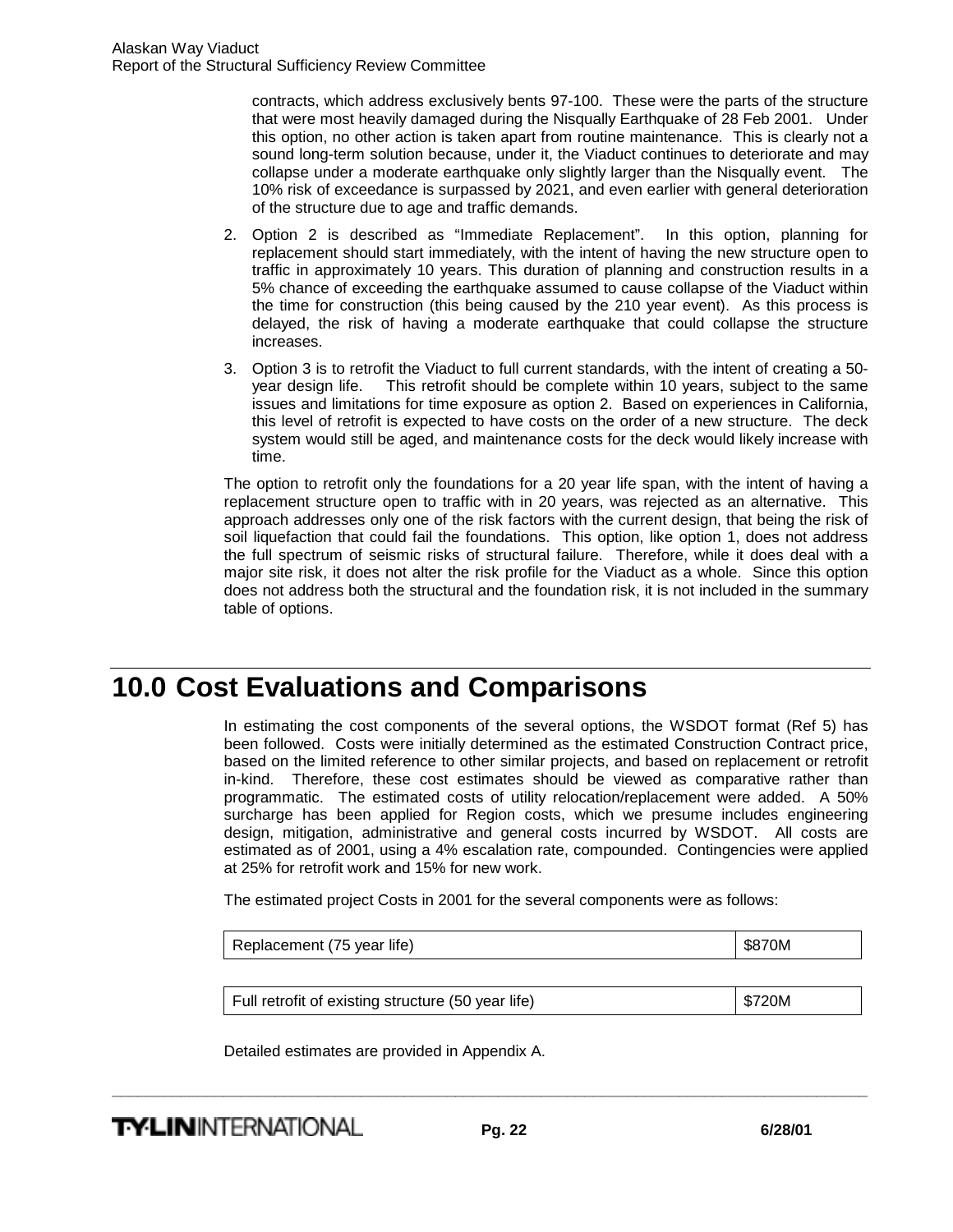contracts, which address exclusively bents 97-100. These were the parts of the structure that were most heavily damaged during the Nisqually Earthquake of 28 Feb 2001. Under this option, no other action is taken apart from routine maintenance. This is clearly not a sound long-term solution because, under it, the Viaduct continues to deteriorate and may collapse under a moderate earthquake only slightly larger than the Nisqually event. The 10% risk of exceedance is surpassed by 2021, and even earlier with general deterioration of the structure due to age and traffic demands.

2. Option 2 is described as "Immediate Replacement". In this option, planning for replacement should start immediately, with the intent of having the new structure open to traffic in approximately 10 years. This duration of planning and construction results in a 5% chance of exceeding the earthquake assumed to cause collapse of the Viaduct within the time for construction (this being caused by the 210 year event). As this process is delayed, the risk of having a moderate earthquake that could collapse the structure increases.

3. Option 3 is to retrofit the Viaduct to full current standards, with the intent of creating a 50-year design life. This retrofit should be complete within 10 years, subject to the same issues and limitations for time exposure as option 2. Based on experiences in California, this level of retrofit is expected to have costs on the order of a new structure. The deck system would still be aged, and maintenance costs for the deck would likely increase with time.

The option to retrofit only the foundations for a 20 year life span, with the intent of having a replacement structure open to traffic with in 20 years, was rejected as an alternative. This approach addresses only one of the risk factors with the current design, that being the risk of soil liquefaction that could fail the foundations. This option, like option 1, does not address the full spectrum of seismic risks of structural failure. Therefore, while it does deal with a major site risk, it does not alter the risk profile for the Viaduct as a whole. Since this option does not address both the structural and the foundation risk, it is not included in the summary table of options.

# 10.0 Cost Evaluations and Comparisons

In estimating the cost components of the several options, the WSDOT format (Ref 5) has been followed. Costs were initially determined as the estimated Construction Contract price, based on the limited reference to other similar projects, and based on replacement or retrofit in-kind. Therefore, these cost estimates should be viewed as comparative rather than programmatic. The estimated costs of utility relocation/replacement were added. A 50% surcharge has been applied for Region costs, which we presume includes engineering design, mitigation, administrative and general costs incurred by WSDOT. All costs are estimated as of 2001, using a 4% escalation rate, compounded. Contingencies were applied at 25% for retrofit work and 15% for new work.

The estimated project Costs in 2001 for the several components were as follows:

| Component | Cost |
|---|---|
| Replacement (75 year life) | \$870M |
| Full retrofit of existing structure (50 year life) | \$720M |

Detailed estimates are provided in Appendix A.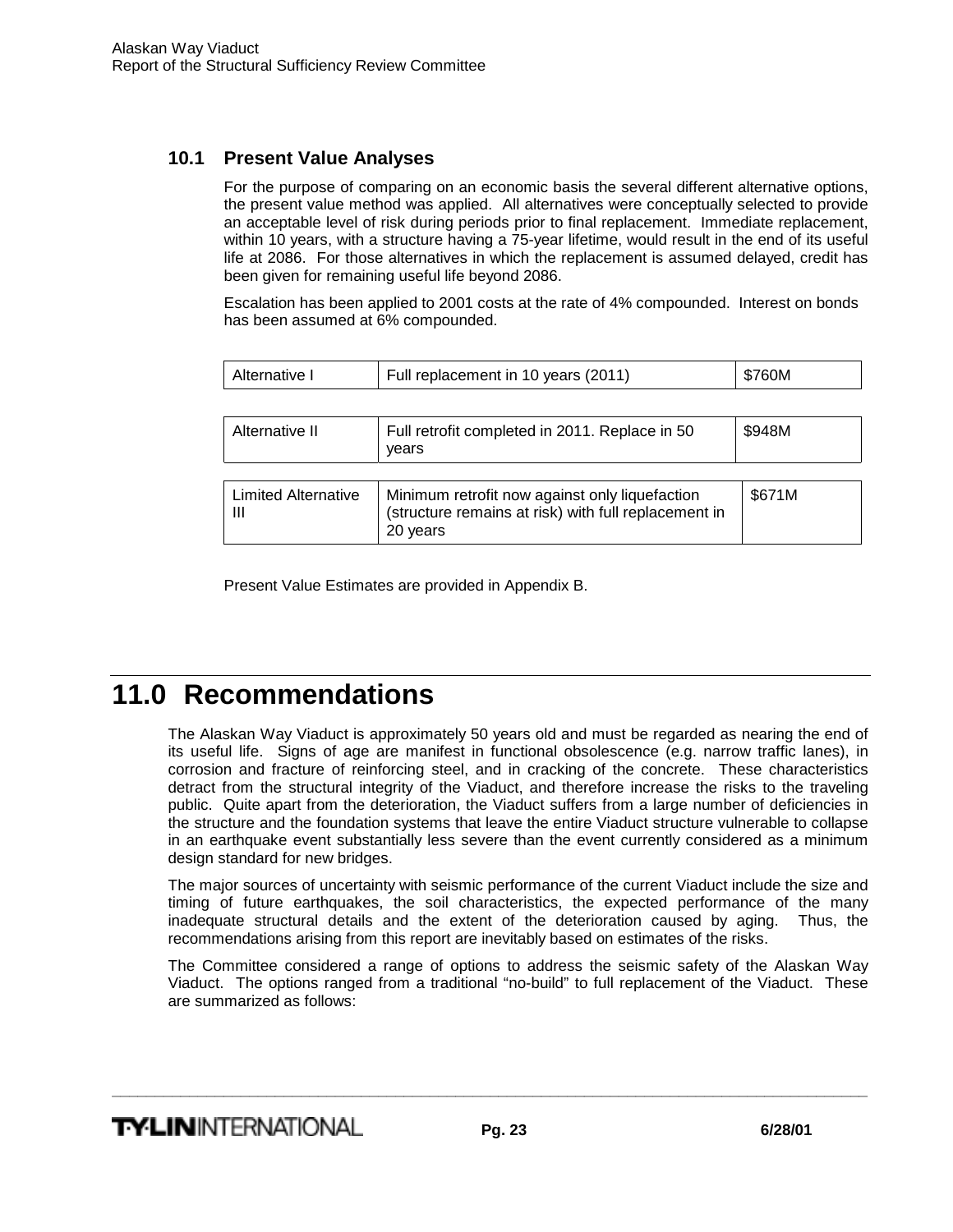### 10.1 Present Value Analyses

For the purpose of comparing on an economic basis the several different alternative options, the present value method was applied. All alternatives were conceptually selected to provide an acceptable level of risk during periods prior to final replacement. Immediate replacement, within 10 years, with a structure having a 75-year lifetime, would result in the end of its useful life at 2086. For those alternatives in which the replacement is assumed delayed, credit has been given for remaining useful life beyond 2086.

Escalation has been applied to 2001 costs at the rate of 4% compounded. Interest on bonds has been assumed at 6% compounded.

| Alternative | Description | Cost |
|---|---|---|
| Alternative I | Full replacement in 10 years (2011) | \$760M |
| Alternative II | Full retrofit completed in 2011. Replace in 50 years | \$948M |
| Limited Alternative III | Minimum retrofit now against only liquefaction (structure remains at risk) with full replacement in 20 years | \$671M |

Present Value Estimates are provided in Appendix B.

# 11.0 Recommendations

The Alaskan Way Viaduct is approximately 50 years old and must be regarded as nearing the end of its useful life. Signs of age are manifest in functional obsolescence (e.g. narrow traffic lanes), in corrosion and fracture of reinforcing steel, and in cracking of the concrete. These characteristics detract from the structural integrity of the Viaduct, and therefore increase the risks to the traveling public. Quite apart from the deterioration, the Viaduct suffers from a large number of deficiencies in the structure and the foundation systems that leave the entire Viaduct structure vulnerable to collapse in an earthquake event substantially less severe than the event currently considered as a minimum design standard for new bridges.

The major sources of uncertainty with seismic performance of the current Viaduct include the size and timing of future earthquakes, the soil characteristics, the expected performance of the many inadequate structural details and the extent of the deterioration caused by aging. Thus, the recommendations arising from this report are inevitably based on estimates of the risks.

The Committee considered a range of options to address the seismic safety of the Alaskan Way Viaduct. The options ranged from a traditional "no-build" to full replacement of the Viaduct. These are summarized as follows: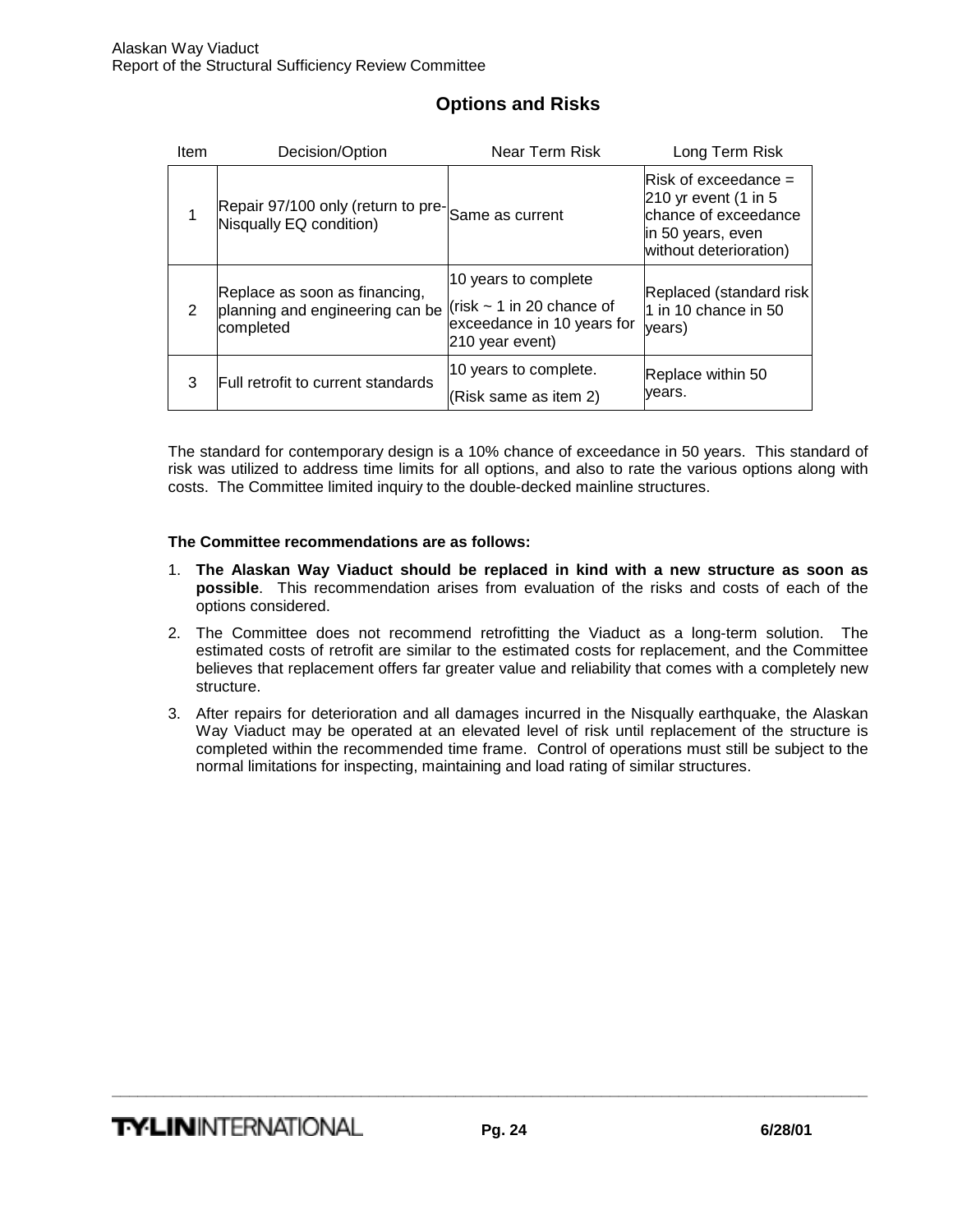## Options and Risks

| Item | Decision/Option | Near Term Risk | Long Term Risk |
|---|---|---|---|
| 1 | Repair 97/100 only (return to pre-Nisqually EQ condition) | Same as current | Risk of exceedance = 210 yr event (1 in 5 chance of exceedance in 50 years, even without deterioration) |
| 2 | Replace as soon as financing, planning and engineering can be completed | 10 years to complete (risk ~ 1 in 20 chance of exceedance in 10 years for 210 year event) | Replaced (standard risk 1 in 10 chance in 50 years) |
| 3 | Full retrofit to current standards | 10 years to complete. (Risk same as item 2) | Replace within 50 years. |

The standard for contemporary design is a 10% chance of exceedance in 50 years. This standard of risk was utilized to address time limits for all options, and also to rate the various options along with costs. The Committee limited inquiry to the double-decked mainline structures.

**The Committee recommendations are as follows:**

1. **The Alaskan Way Viaduct should be replaced in kind with a new structure as soon as possible**. This recommendation arises from evaluation of the risks and costs of each of the options considered.
2. The Committee does not recommend retrofitting the Viaduct as a long-term solution. The estimated costs of retrofit are similar to the estimated costs for replacement, and the Committee believes that replacement offers far greater value and reliability that comes with a completely new structure.
3. After repairs for deterioration and all damages incurred in the Nisqually earthquake, the Alaskan Way Viaduct may be operated at an elevated level of risk until replacement of the structure is completed within the recommended time frame. Control of operations must still be subject to the normal limitations for inspecting, maintaining and load rating of similar structures.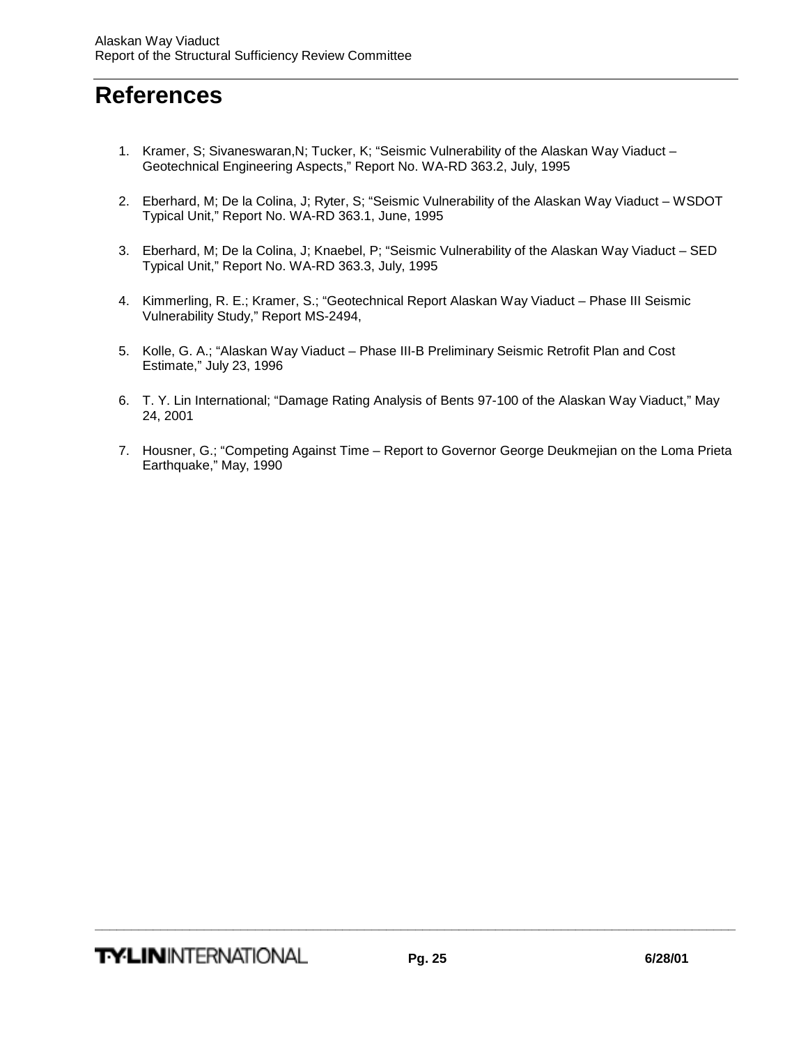# References

1. Kramer, S; Sivaneswaran,N; Tucker, K; "Seismic Vulnerability of the Alaskan Way Viaduct – Geotechnical Engineering Aspects," Report No. WA-RD 363.2, July, 1995

2. Eberhard, M; De la Colina, J; Ryter, S; "Seismic Vulnerability of the Alaskan Way Viaduct – WSDOT Typical Unit," Report No. WA-RD 363.1, June, 1995

3. Eberhard, M; De la Colina, J; Knaebel, P; "Seismic Vulnerability of the Alaskan Way Viaduct – SED Typical Unit," Report No. WA-RD 363.3, July, 1995

4. Kimmerling, R. E.; Kramer, S.; "Geotechnical Report Alaskan Way Viaduct – Phase III Seismic Vulnerability Study," Report MS-2494,

5. Kolle, G. A.; "Alaskan Way Viaduct – Phase III-B Preliminary Seismic Retrofit Plan and Cost Estimate," July 23, 1996

6. T. Y. Lin International; "Damage Rating Analysis of Bents 97-100 of the Alaskan Way Viaduct," May 24, 2001

7. Housner, G.; "Competing Against Time – Report to Governor George Deukmejian on the Loma Prieta Earthquake," May, 1990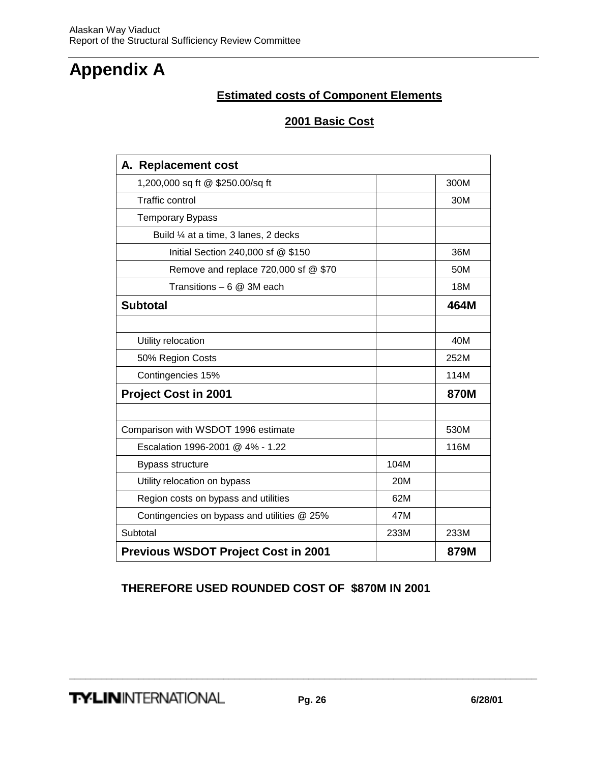# Appendix A

## Estimated costs of Component Elements

### 2001 Basic Cost

| A. Replacement cost | | |
|---|---|---|
| 1,200,000 sq ft @ $250.00/sq ft | | 300M |
| Traffic control | | 30M |
| Temporary Bypass | | |
| Build ¼ at a time, 3 lanes, 2 decks | | |
| Initial Section 240,000 sf @ $150 | | 36M |
| Remove and replace 720,000 sf @ $70 | | 50M |
| Transitions – 6 @ 3M each | | 18M |
| **Subtotal** | | **464M** |
| | | |
| Utility relocation | | 40M |
| 50% Region Costs | | 252M |
| Contingencies 15% | | 114M |
| **Project Cost in 2001** | | **870M** |
| | | |
| Comparison with WSDOT 1996 estimate | | 530M |
| Escalation 1996-2001 @ 4% - 1.22 | | 116M |
| Bypass structure | 104M | |
| Utility relocation on bypass | 20M | |
| Region costs on bypass and utilities | 62M | |
| Contingencies on bypass and utilities @ 25% | 47M | |
| Subtotal | 233M | 233M |
| **Previous WSDOT Project Cost in 2001** | | **879M** |

**THEREFORE USED ROUNDED COST OF $870M IN 2001**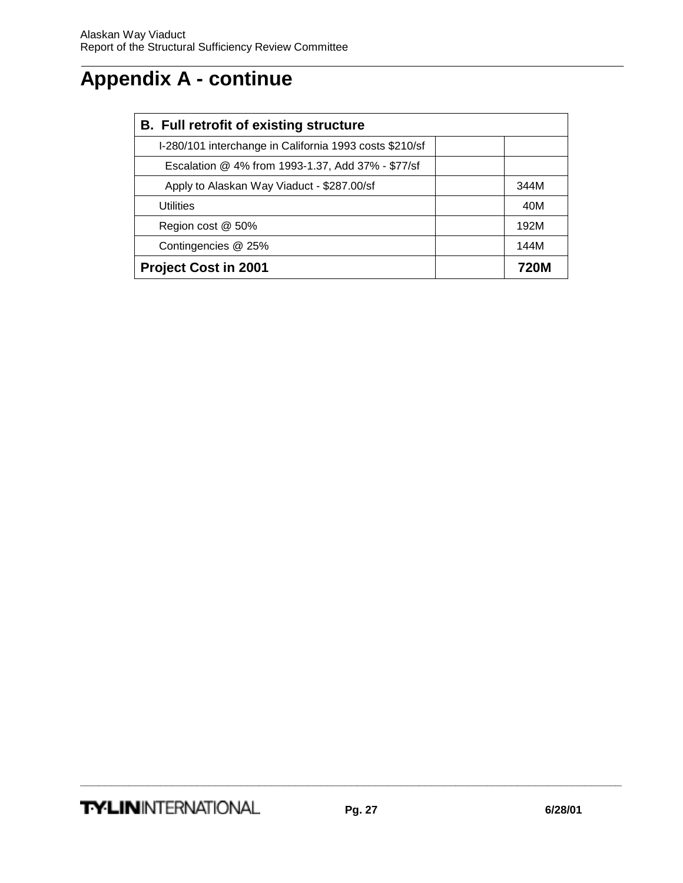# Appendix A - continue

| B. Full retrofit of existing structure | | |
|---|---|---|
| I-280/101 interchange in California 1993 costs $210/sf | | |
| Escalation @ 4% from 1993-1.37, Add 37% - $77/sf | | |
| Apply to Alaskan Way Viaduct - $287.00/sf | | 344M |
| Utilities | | 40M |
| Region cost @ 50% | | 192M |
| Contingencies @ 25% | | 144M |
| **Project Cost in 2001** | | **720M** |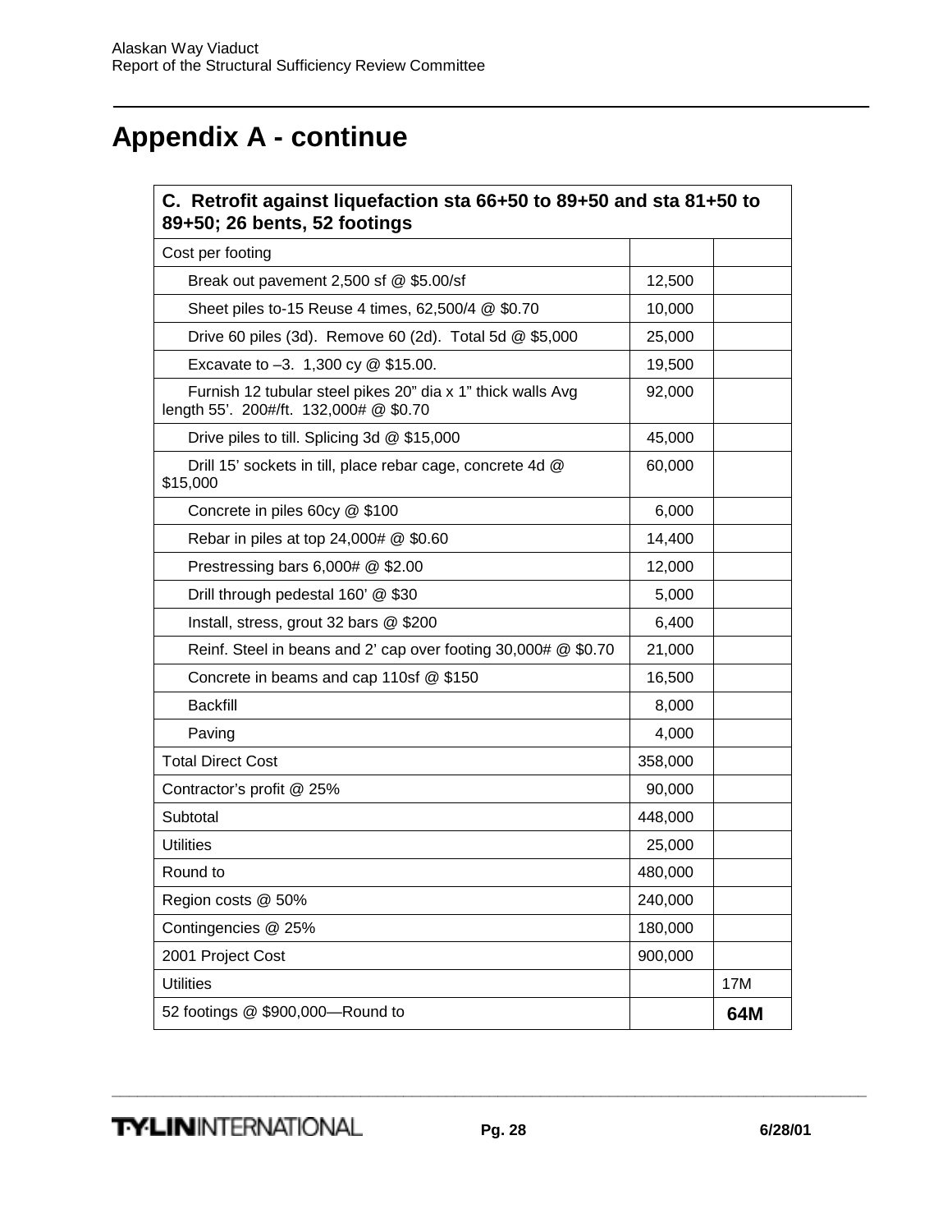# Appendix A - continue

| C. Retrofit against liquefaction sta 66+50 to 89+50 and sta 81+50 to 89+50; 26 bents, 52 footings | | |
|---|---|---|
| Cost per footing | | |
| Break out pavement 2,500 sf @ $5.00/sf | 12,500 | |
| Sheet piles to-15 Reuse 4 times, 62,500/4 @ $0.70 | 10,000 | |
| Drive 60 piles (3d). Remove 60 (2d). Total 5d @ $5,000 | 25,000 | |
| Excavate to –3. 1,300 cy @ $15.00. | 19,500 | |
| Furnish 12 tubular steel pikes 20" dia x 1" thick walls Avg length 55'. 200#/ft. 132,000# @ $0.70 | 92,000 | |
| Drive piles to till. Splicing 3d @ $15,000 | 45,000 | |
| Drill 15' sockets in till, place rebar cage, concrete 4d @ $15,000 | 60,000 | |
| Concrete in piles 60cy @ $100 | 6,000 | |
| Rebar in piles at top 24,000# @ $0.60 | 14,400 | |
| Prestressing bars 6,000# @ $2.00 | 12,000 | |
| Drill through pedestal 160' @ $30 | 5,000 | |
| Install, stress, grout 32 bars @ $200 | 6,400 | |
| Reinf. Steel in beans and 2' cap over footing 30,000# @ $0.70 | 21,000 | |
| Concrete in beams and cap 110sf @ $150 | 16,500 | |
| Backfill | 8,000 | |
| Paving | 4,000 | |
| Total Direct Cost | 358,000 | |
| Contractor's profit @ 25% | 90,000 | |
| Subtotal | 448,000 | |
| Utilities | 25,000 | |
| Round to | 480,000 | |
| Region costs @ 50% | 240,000 | |
| Contingencies @ 25% | 180,000 | |
| 2001 Project Cost | 900,000 | |
| Utilities | | 17M |
| 52 footings @ $900,000—Round to | | **64M** |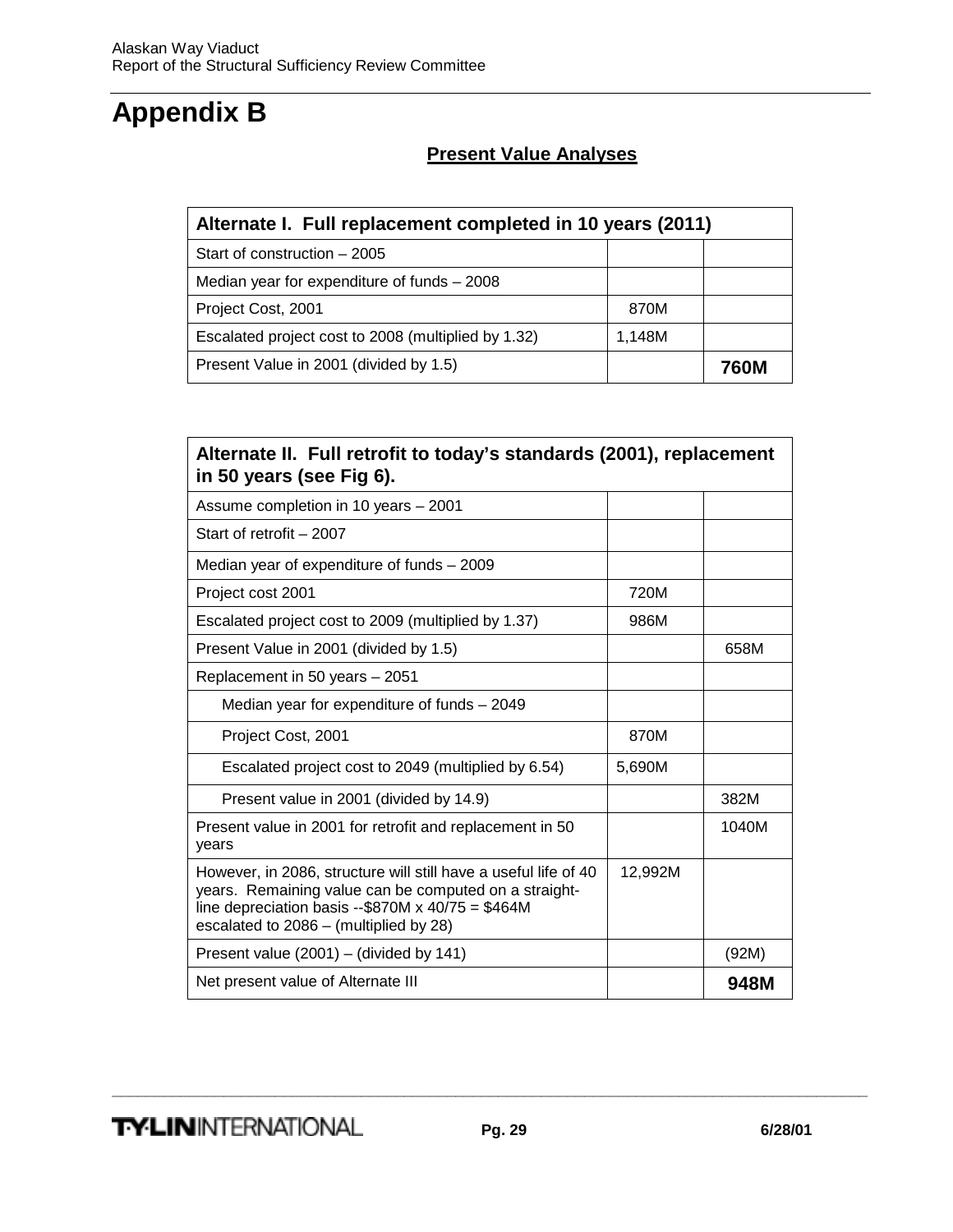# Appendix B

## Present Value Analyses

| Alternate I. Full replacement completed in 10 years (2011) | | |
|---|---|---|
| Start of construction – 2005 | | |
| Median year for expenditure of funds – 2008 | | |
| Project Cost, 2001 | 870M | |
| Escalated project cost to 2008 (multiplied by 1.32) | 1,148M | |
| Present Value in 2001 (divided by 1.5) | | **760M** |

| Alternate II. Full retrofit to today's standards (2001), replacement in 50 years (see Fig 6). | | |
|---|---|---|
| Assume completion in 10 years – 2001 | | |
| Start of retrofit – 2007 | | |
| Median year of expenditure of funds – 2009 | | |
| Project cost 2001 | 720M | |
| Escalated project cost to 2009 (multiplied by 1.37) | 986M | |
| Present Value in 2001 (divided by 1.5) | | 658M |
| Replacement in 50 years – 2051 | | |
| Median year for expenditure of funds – 2049 | | |
| Project Cost, 2001 | 870M | |
| Escalated project cost to 2049 (multiplied by 6.54) | 5,690M | |
| Present value in 2001 (divided by 14.9) | | 382M |
| Present value in 2001 for retrofit and replacement in 50 years | | 1040M |
| However, in 2086, structure will still have a useful life of 40 years. Remaining value can be computed on a straight-line depreciation basis --$870M x 40/75 = $464M escalated to 2086 – (multiplied by 28) | 12,992M | |
| Present value (2001) – (divided by 141) | | (92M) |
| Net present value of Alternate III | | **948M** |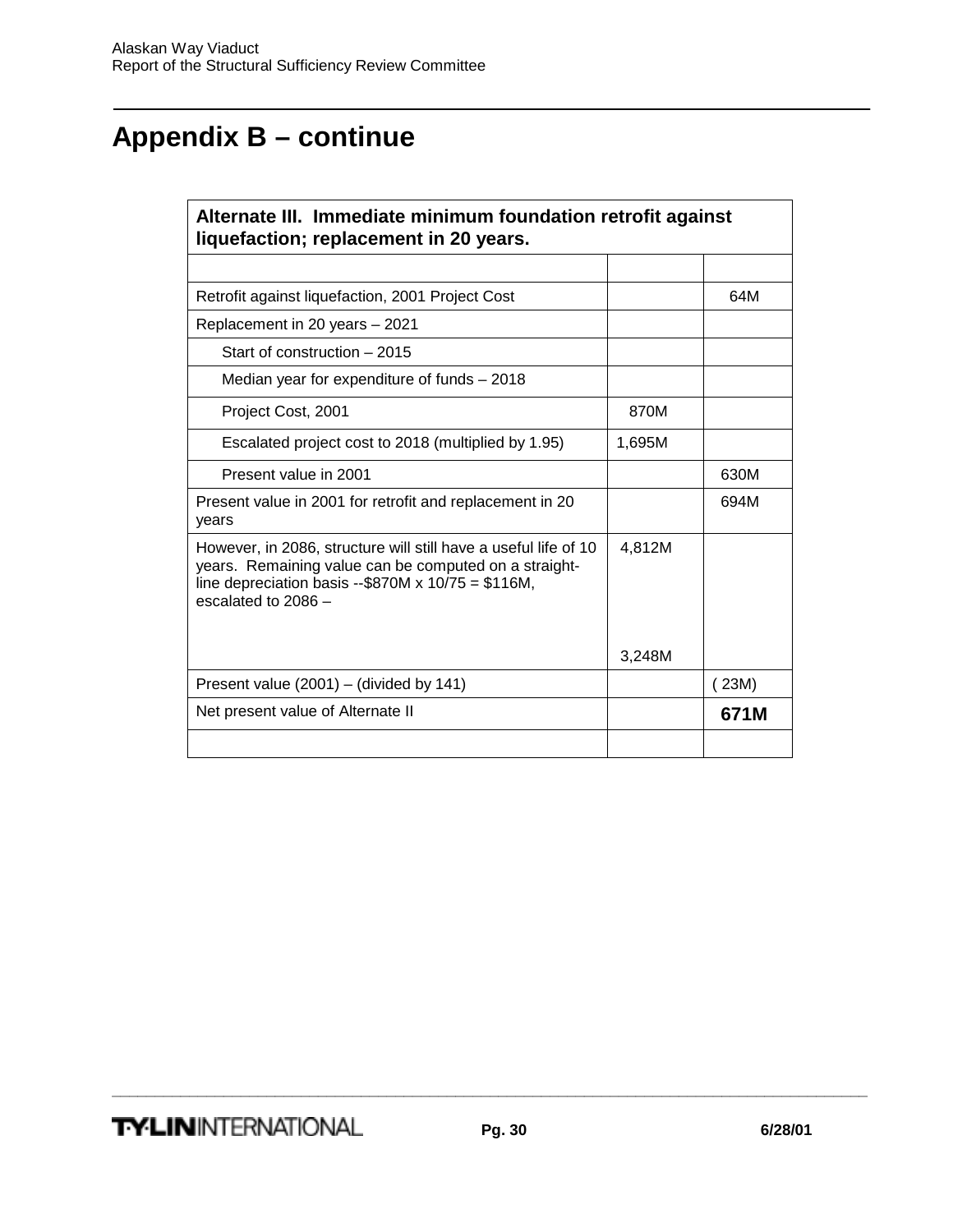# Appendix B – continue

| Alternate III. Immediate minimum foundation retrofit against liquefaction; replacement in 20 years. | | |
|---|---|---|
| | | |
| Retrofit against liquefaction, 2001 Project Cost | | 64M |
| Replacement in 20 years – 2021 | | |
| Start of construction – 2015 | | |
| Median year for expenditure of funds – 2018 | | |
| Project Cost, 2001 | 870M | |
| Escalated project cost to 2018 (multiplied by 1.95) | 1,695M | |
| Present value in 2001 | | 630M |
| Present value in 2001 for retrofit and replacement in 20 years | | 694M |
| However, in 2086, structure will still have a useful life of 10 years. Remaining value can be computed on a straight-line depreciation basis --$870M x 10/75 = $116M, escalated to 2086 – | 4,812M<br>3,248M | |
| Present value (2001) – (divided by 141) | | ( 23M) |
| Net present value of Alternate II | | **671M** |
| | | |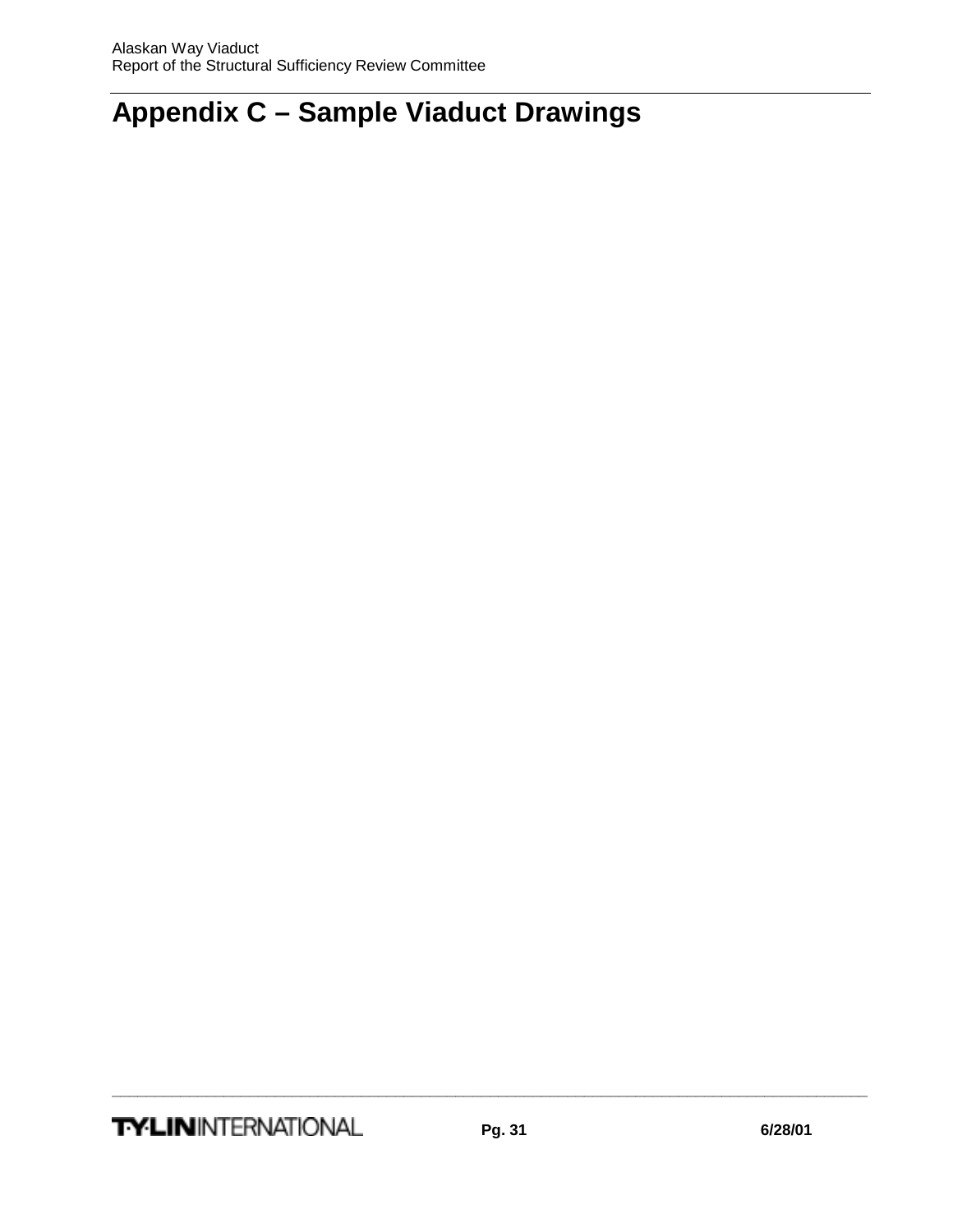# Appendix C – Sample Viaduct Drawings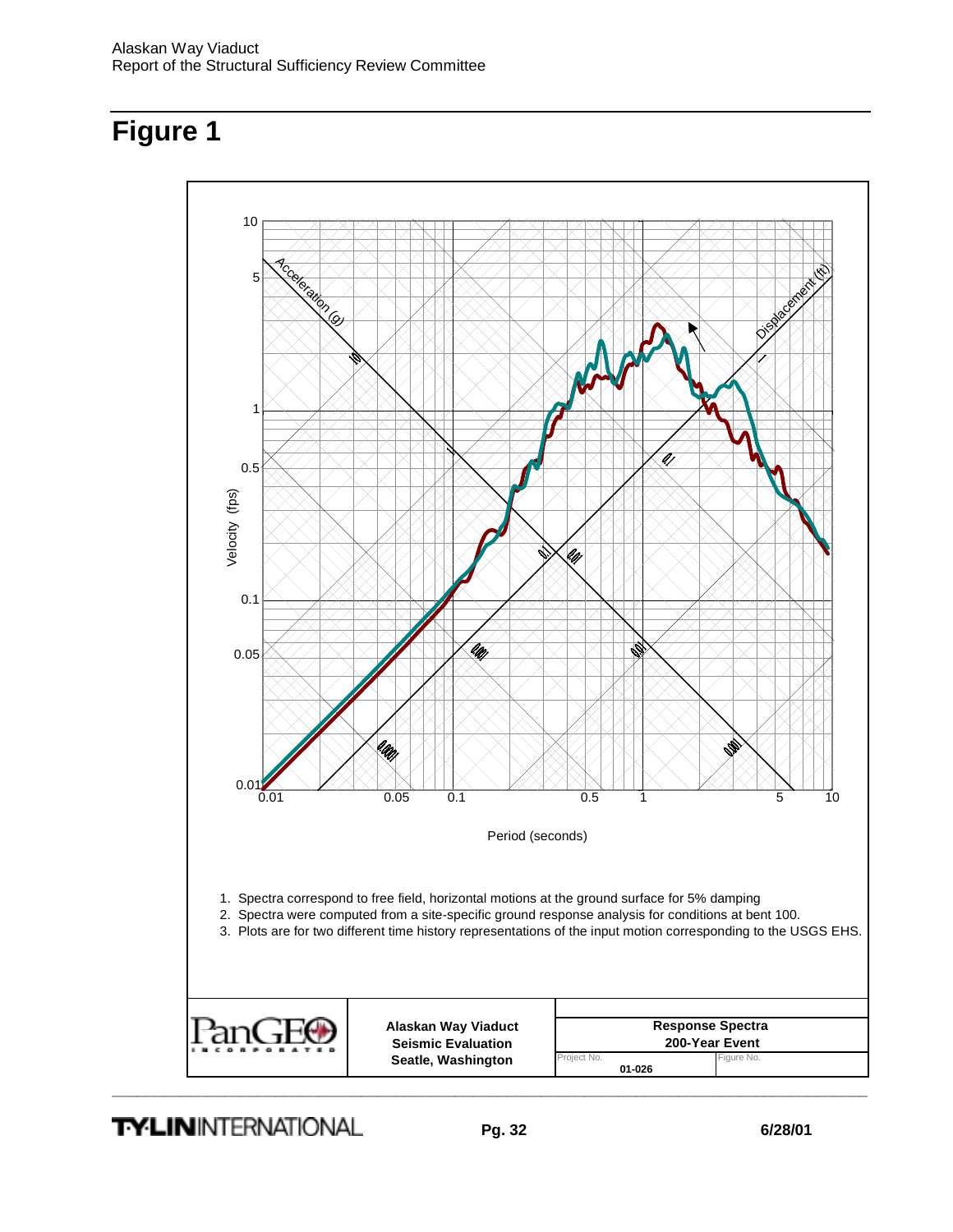# Figure 1

1. Spectra correspond to free field, horizontal motions at the ground surface for 5% damping
2. Spectra were computed from a site-specific ground response analysis for conditions at bent 100.
3. Plots are for two different time history representations of the input motion corresponding to the USGS EHS.

| PanGEO INCORPORATED | Alaskan Way Viaduct<br>Seismic Evaluation<br>Seattle, Washington | Response Spectra<br>200-Year Event | |
|---|---|---|---|
| | | Project No.<br>01-026 | Figure No. |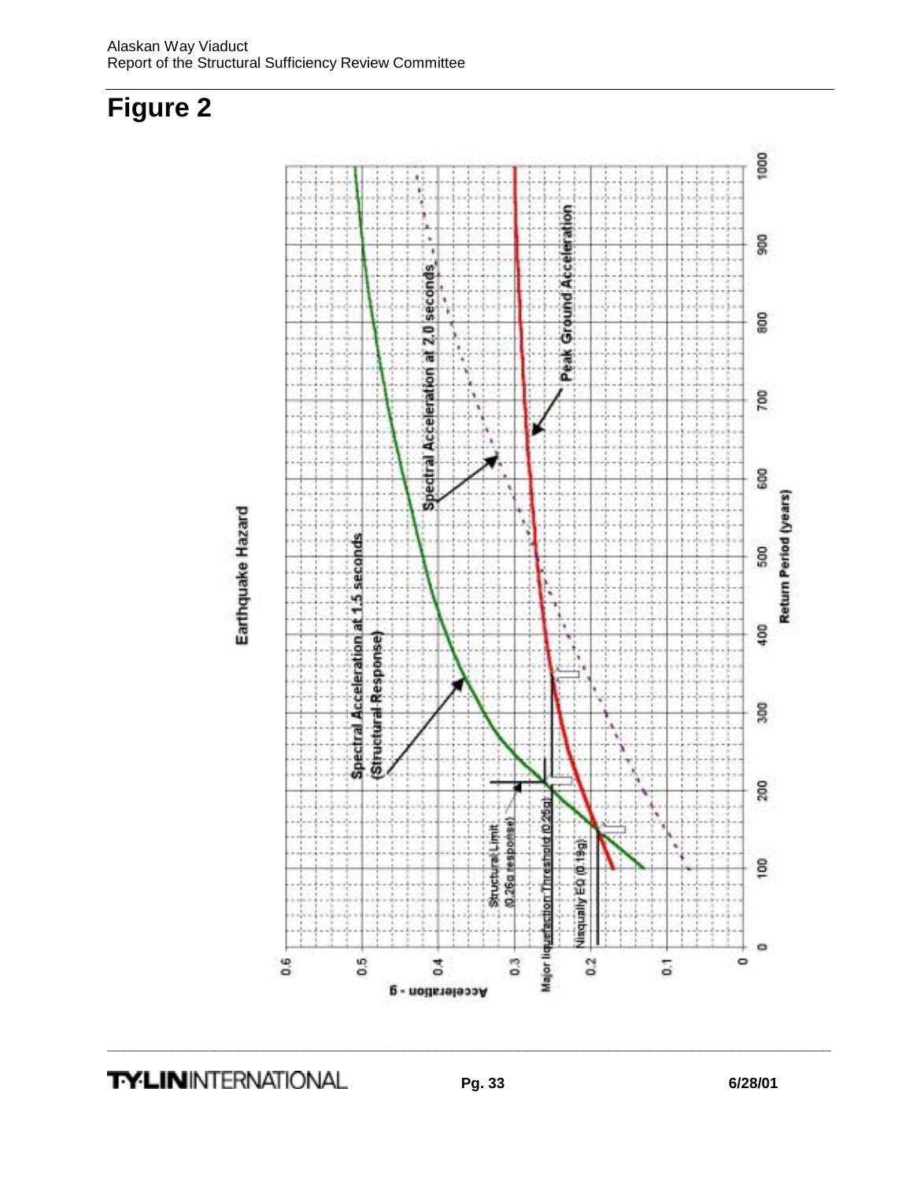# Figure 2

Earthquake Hazard

Spectral Acceleration at 1.5 seconds (Structural Response)

Spectral Acceleration at 2.0 seconds

Peak Ground Acceleration

Structural Limit (0.26g response)

Major liquefaction Threshold (0.25g)

Nisqually EQ (0.19g)

Acceleration - g

Return Period (years)

0, 0.1, 0.2, 0.3, 0.4, 0.5, 0.6

0, 100, 200, 300, 400, 500, 600, 700, 800, 900, 1000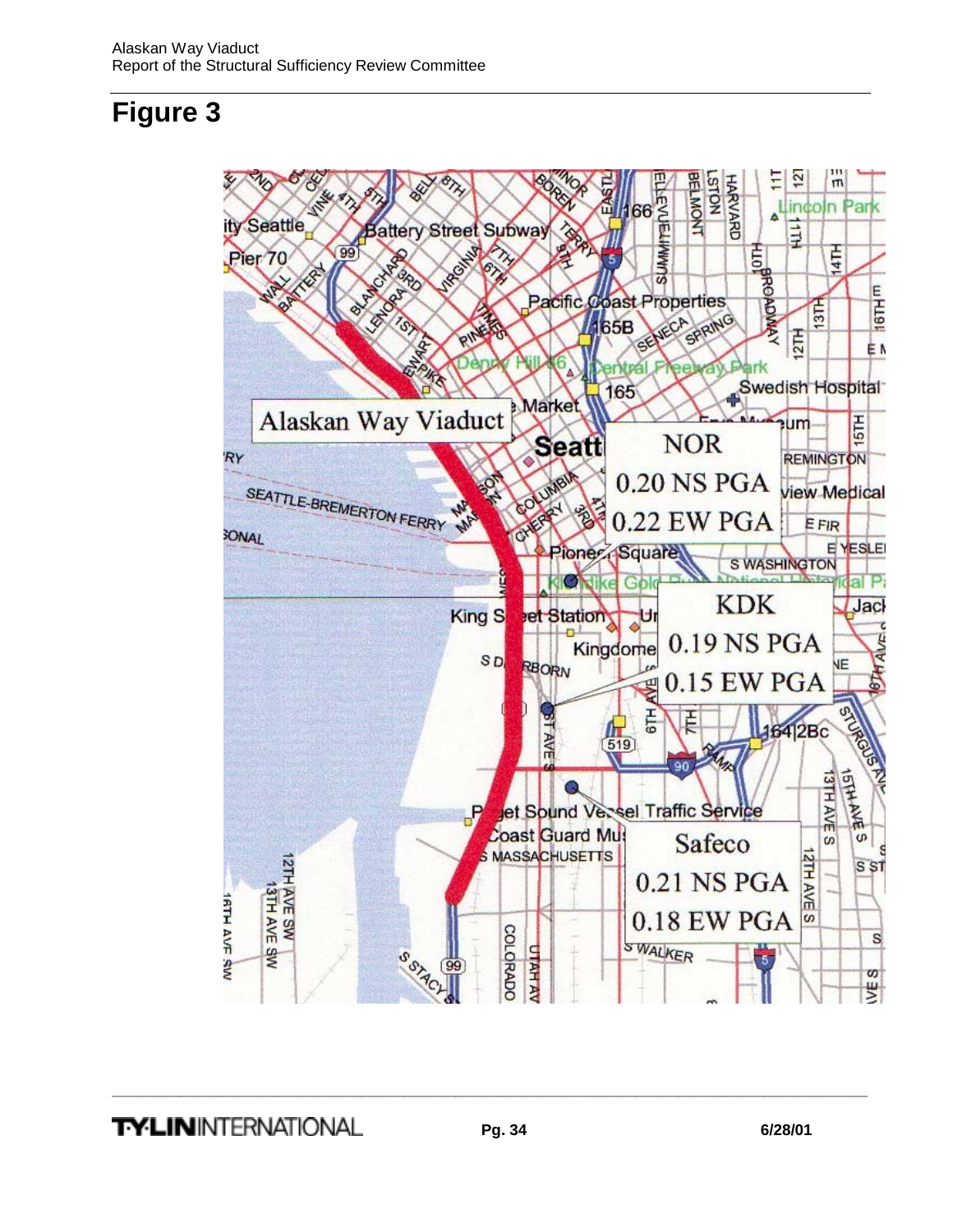# Figure 3

Alaskan Way Viaduct

NOR
0.20 NS PGA
0.22 EW PGA

KDK
0.19 NS PGA
0.15 EW PGA

Safeco
0.21 NS PGA
0.18 EW PGA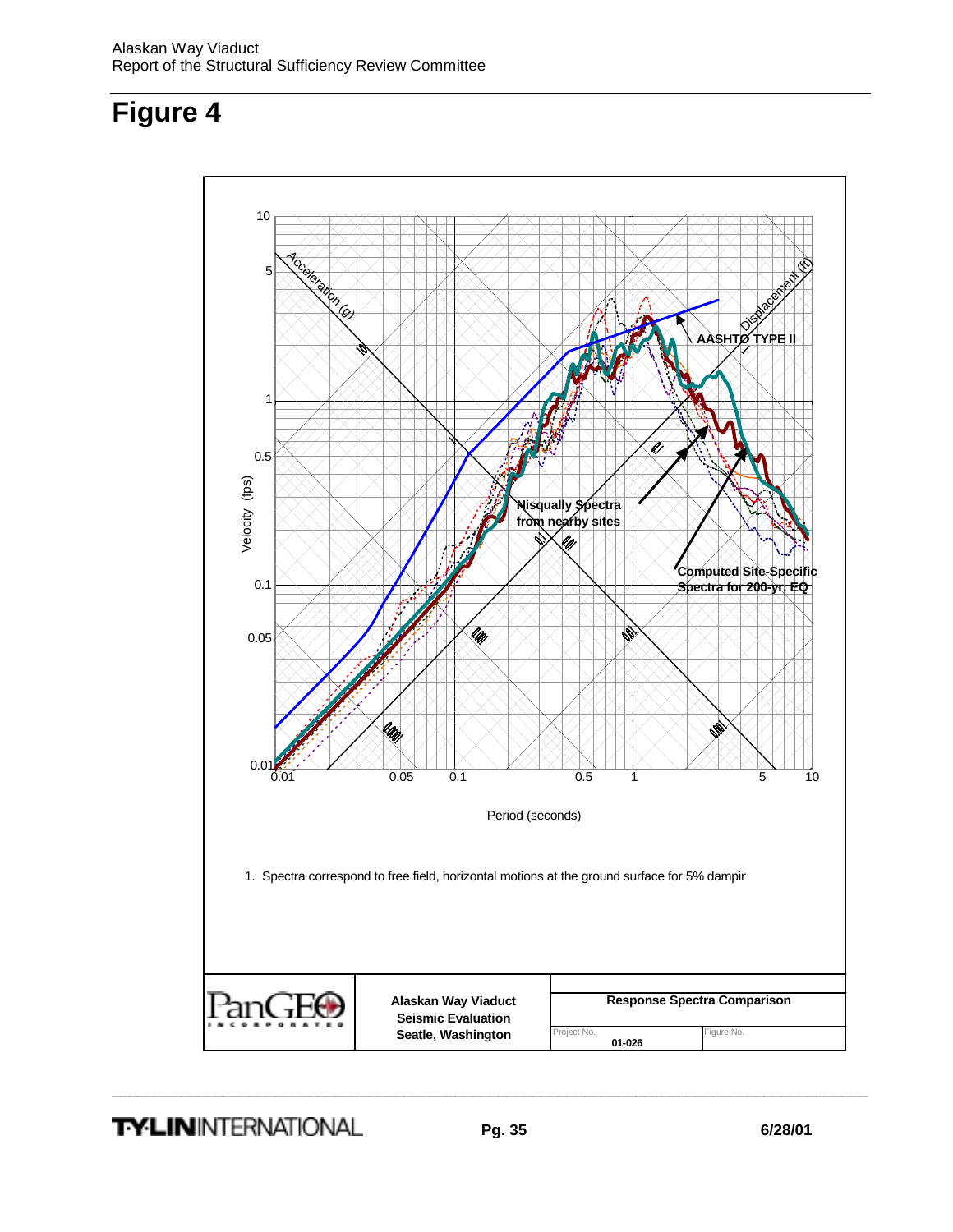# Figure 4

1. Spectra correspond to free field, horizontal motions at the ground surface for 5% dampir

| PanGEO INCORPORATED | Alaskan Way Viaduct Seismic Evaluation Seattle, Washington | Response Spectra Comparison | |
|---|---|---|---|
| | | Project No. 01-026 | Figure No. |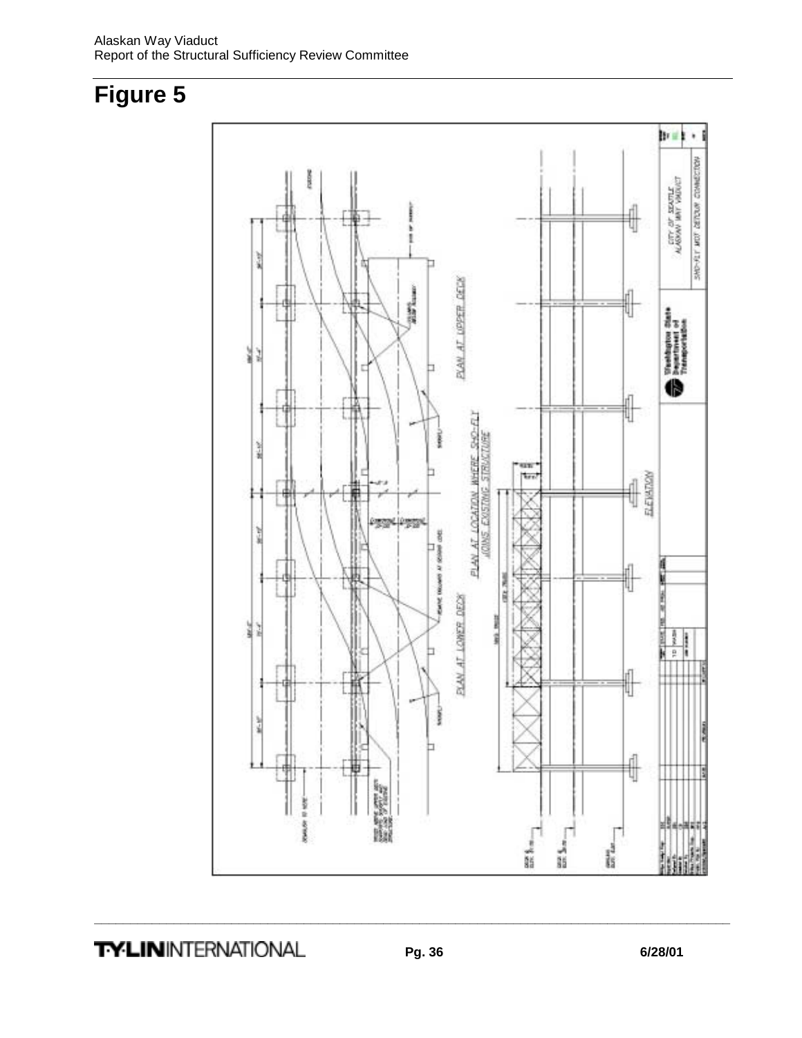# Figure 5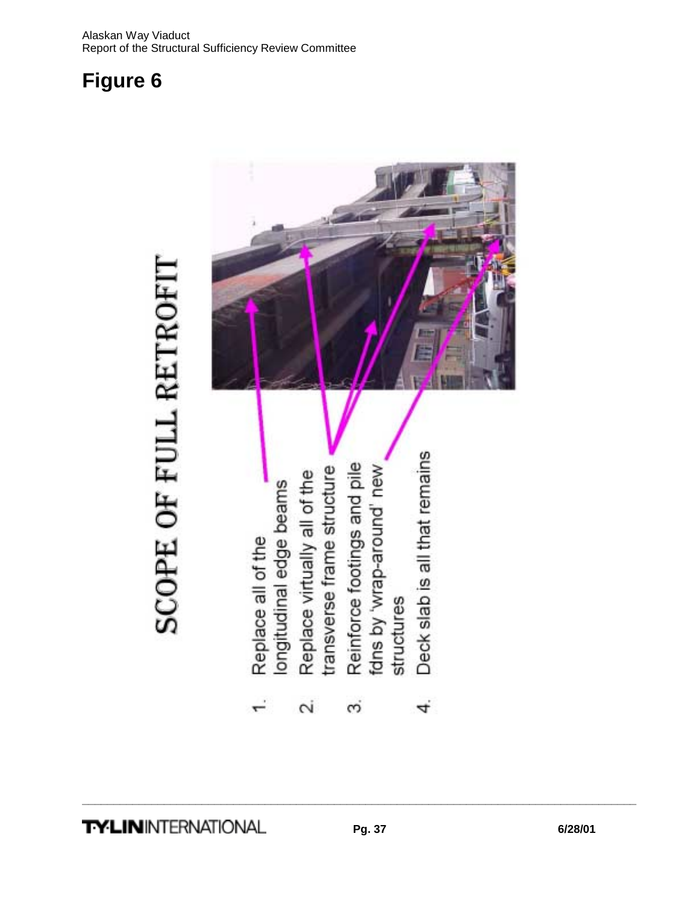# Figure 6

SCOPE OF FULL RETROFIT

1. Replace all of the longitudinal edge beams
2. Replace virtually all of the transverse frame structure
3. Reinforce footings and pile fdns by 'wrap-around' new structures
4. Deck slab is all that remains